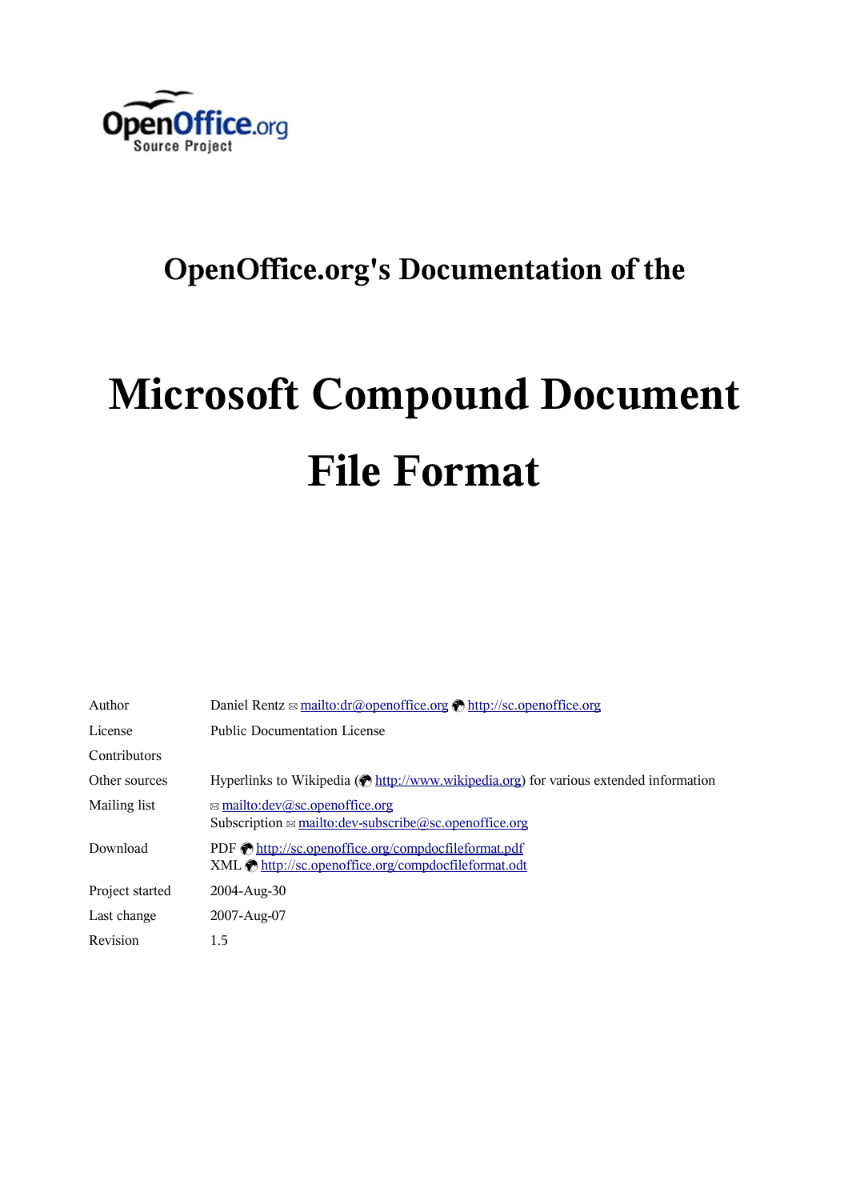OpenOffice.org Source Project

# OpenOffice.org's Documentation of the

# Microsoft Compound Document File Format

| | |
|---|---|
| Author | Daniel Rentz mailto:dr@openoffice.org http://sc.openoffice.org |
| License | Public Documentation License |
| Contributors | |
| Other sources | Hyperlinks to Wikipedia (http://www.wikipedia.org) for various extended information |
| Mailing list | mailto:dev@sc.openoffice.org<br>Subscription mailto:dev-subscribe@sc.openoffice.org |
| Download | PDF http://sc.openoffice.org/compdocfileformat.pdf<br>XML http://sc.openoffice.org/compdocfileformat.odt |
| Project started | 2004-Aug-30 |
| Last change | 2007-Aug-07 |
| Revision | 1.5 |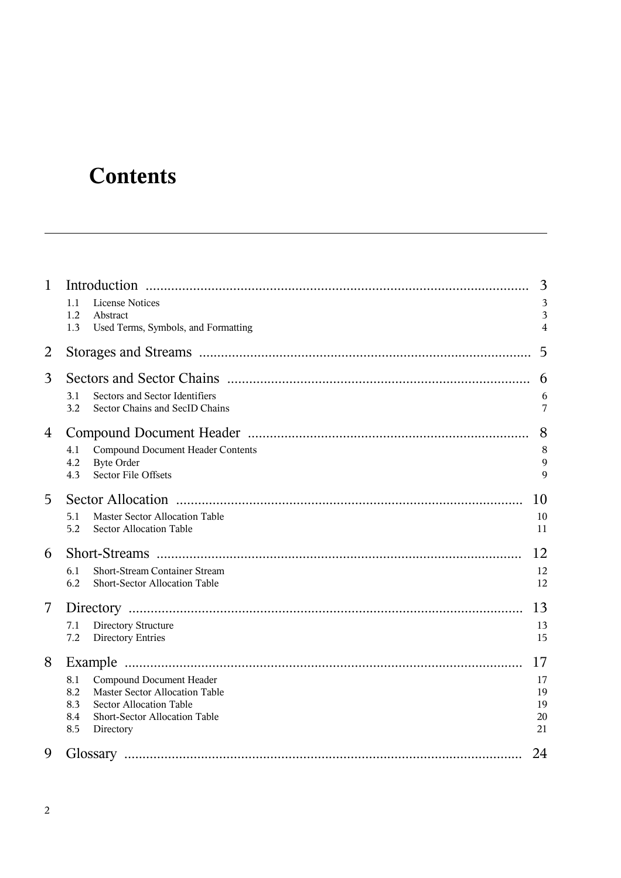# Contents

1 Introduction ........................................................................................................ 3
- 1.1 License Notices 3
- 1.2 Abstract 3
- 1.3 Used Terms, Symbols, and Formatting 4

2 Storages and Streams ......................................................................................... 5

3 Sectors and Sector Chains .................................................................................. 6
- 3.1 Sectors and Sector Identifiers 6
- 3.2 Sector Chains and SecID Chains 7

4 Compound Document Header ........................................................................... 8
- 4.1 Compound Document Header Contents 8
- 4.2 Byte Order 9
- 4.3 Sector File Offsets 9

5 Sector Allocation ............................................................................................. 10
- 5.1 Master Sector Allocation Table 10
- 5.2 Sector Allocation Table 11

6 Short-Streams ................................................................................................... 12
- 6.1 Short-Stream Container Stream 12
- 6.2 Short-Sector Allocation Table 12

7 Directory ........................................................................................................... 13
- 7.1 Directory Structure 13
- 7.2 Directory Entries 15

8 Example ............................................................................................................ 17
- 8.1 Compound Document Header 17
- 8.2 Master Sector Allocation Table 19
- 8.3 Sector Allocation Table 19
- 8.4 Short-Sector Allocation Table 20
- 8.5 Directory 21

9 Glossary ........................................................................................................... 24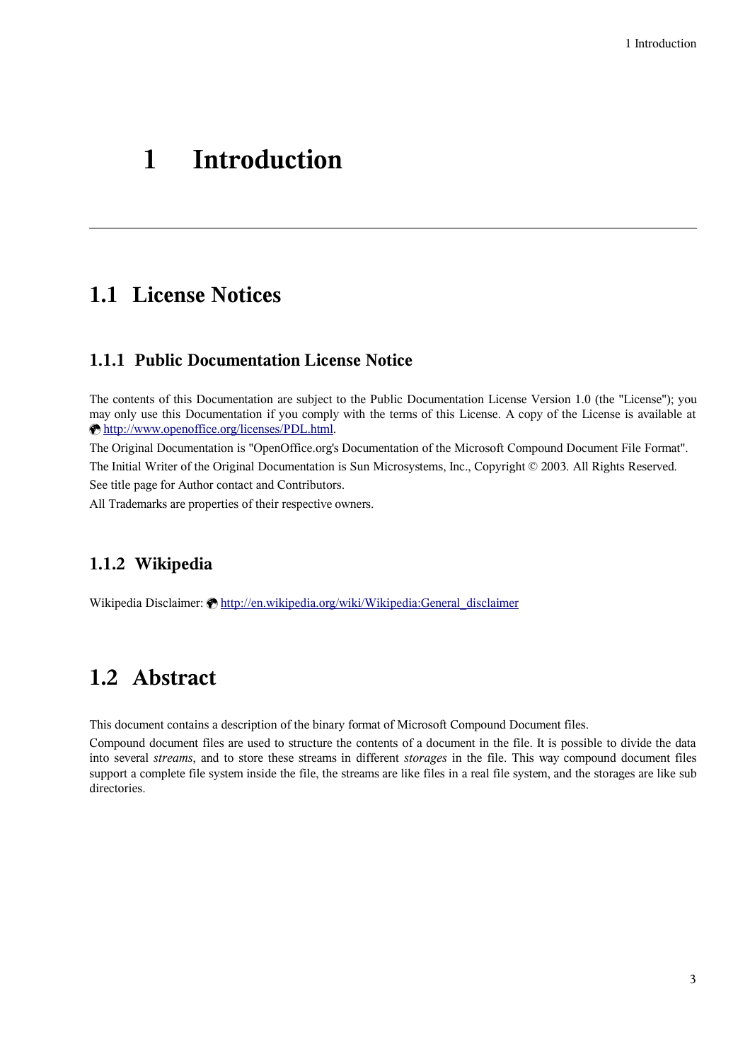# 1 Introduction

## 1.1 License Notices

### 1.1.1 Public Documentation License Notice

The contents of this Documentation are subject to the Public Documentation License Version 1.0 (the "License"); you may only use this Documentation if you comply with the terms of this License. A copy of the License is available at http://www.openoffice.org/licenses/PDL.html.

The Original Documentation is "OpenOffice.org's Documentation of the Microsoft Compound Document File Format".

The Initial Writer of the Original Documentation is Sun Microsystems, Inc., Copyright © 2003. All Rights Reserved.

See title page for Author contact and Contributors.

All Trademarks are properties of their respective owners.

### 1.1.2 Wikipedia

Wikipedia Disclaimer: http://en.wikipedia.org/wiki/Wikipedia:General_disclaimer

## 1.2 Abstract

This document contains a description of the binary format of Microsoft Compound Document files.

Compound document files are used to structure the contents of a document in the file. It is possible to divide the data into several *streams*, and to store these streams in different *storages* in the file. This way compound document files support a complete file system inside the file, the streams are like files in a real file system, and the storages are like sub directories.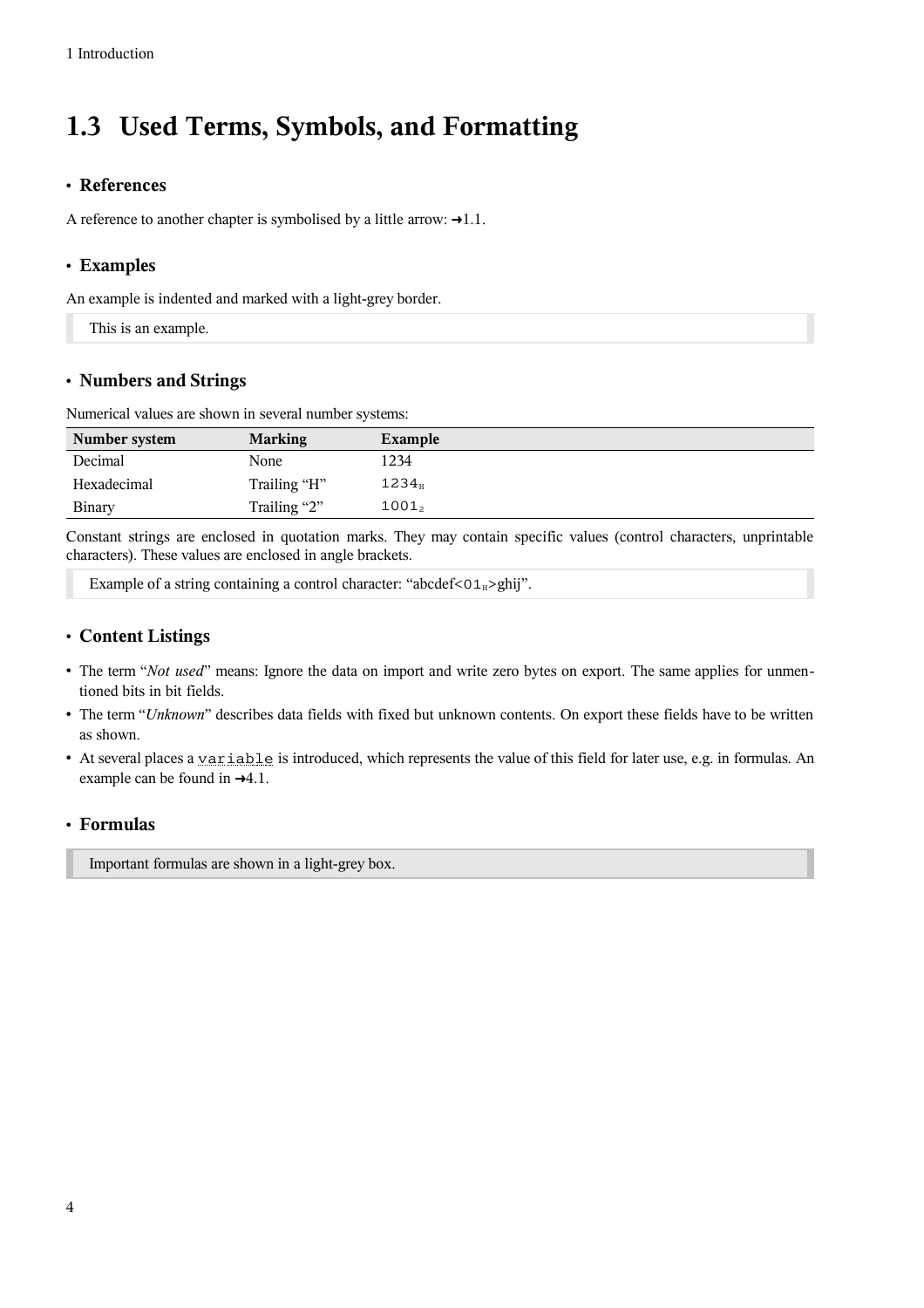## 1.3 Used Terms, Symbols, and Formatting

- **References**

A reference to another chapter is symbolised by a little arrow: →1.1.

- **Examples**

An example is indented and marked with a light-grey border.

> This is an example.

- **Numbers and Strings**

Numerical values are shown in several number systems:

| Number system | Marking | Example |
|---|---|---|
| Decimal | None | 1234 |
| Hexadecimal | Trailing “H” | $1234_H$ |
| Binary | Trailing “2” | $1001_2$ |

Constant strings are enclosed in quotation marks. They may contain specific values (control characters, unprintable characters). These values are enclosed in angle brackets.

> Example of a string containing a control character: “abcdef<$01_H$>ghij”.

- **Content Listings**

- The term “*Not used*” means: Ignore the data on import and write zero bytes on export. The same applies for unmentioned bits in bit fields.
- The term “*Unknown*” describes data fields with fixed but unknown contents. On export these fields have to be written as shown.
- At several places a `variable` is introduced, which represents the value of this field for later use, e.g. in formulas. An example can be found in →4.1.

- **Formulas**

> Important formulas are shown in a light-grey box.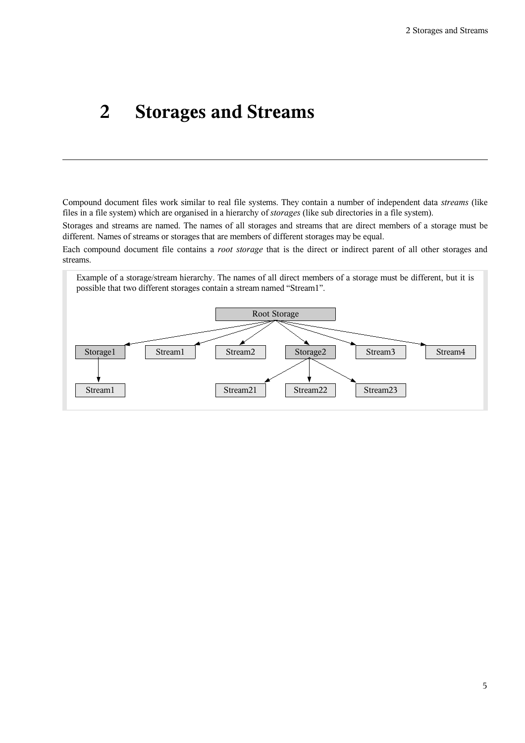# 2 Storages and Streams

Compound document files work similar to real file systems. They contain a number of independent data *streams* (like files in a file system) which are organised in a hierarchy of *storages* (like sub directories in a file system).

Storages and streams are named. The names of all storages and streams that are direct members of a storage must be different. Names of streams or storages that are members of different storages may be equal.

Each compound document file contains a *root storage* that is the direct or indirect parent of all other storages and streams.

> Example of a storage/stream hierarchy. The names of all direct members of a storage must be different, but it is possible that two different storages contain a stream named "Stream1".

```
Root Storage
├── Storage1
│   └── Stream1
├── Stream1
├── Stream2
├── Storage2
│   ├── Stream21
│   ├── Stream22
│   └── Stream23
├── Stream3
└── Stream4
```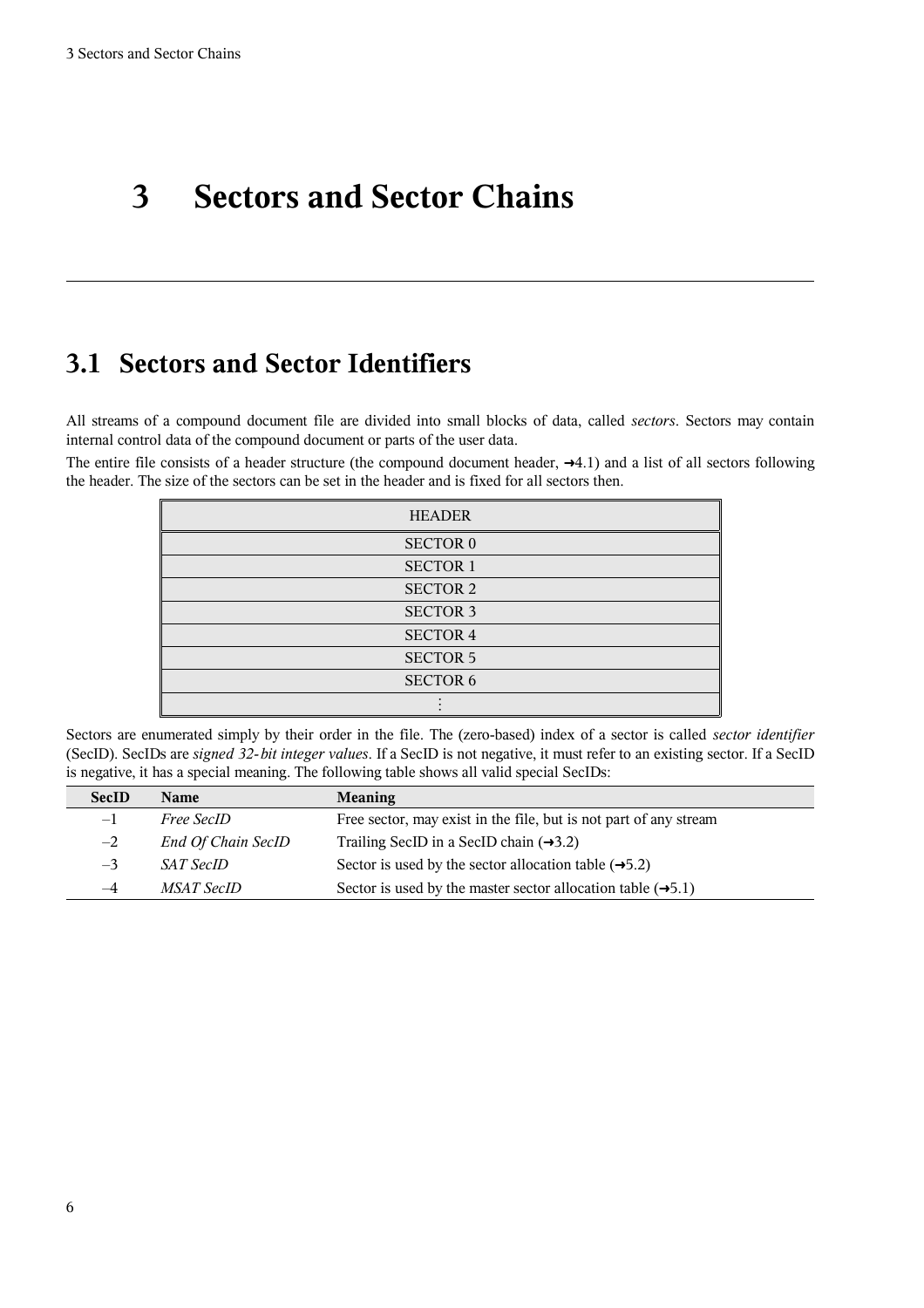# 3 Sectors and Sector Chains

## 3.1 Sectors and Sector Identifiers

All streams of a compound document file are divided into small blocks of data, called *sectors*. Sectors may contain internal control data of the compound document or parts of the user data.

The entire file consists of a header structure (the compound document header, ➜4.1) and a list of all sectors following the header. The size of the sectors can be set in the header and is fixed for all sectors then.

| HEADER |
|---|
| SECTOR 0 |
| SECTOR 1 |
| SECTOR 2 |
| SECTOR 3 |
| SECTOR 4 |
| SECTOR 5 |
| SECTOR 6 |
| ⋮ |

Sectors are enumerated simply by their order in the file. The (zero-based) index of a sector is called *sector identifier* (SecID). SecIDs are *signed 32-bit integer values*. If a SecID is not negative, it must refer to an existing sector. If a SecID is negative, it has a special meaning. The following table shows all valid special SecIDs:

| SecID | Name | Meaning |
|---|---|---|
| –1 | *Free SecID* | Free sector, may exist in the file, but is not part of any stream |
| –2 | *End Of Chain SecID* | Trailing SecID in a SecID chain (➜3.2) |
| –3 | *SAT SecID* | Sector is used by the sector allocation table (➜5.2) |
| –4 | *MSAT SecID* | Sector is used by the master sector allocation table (➜5.1) |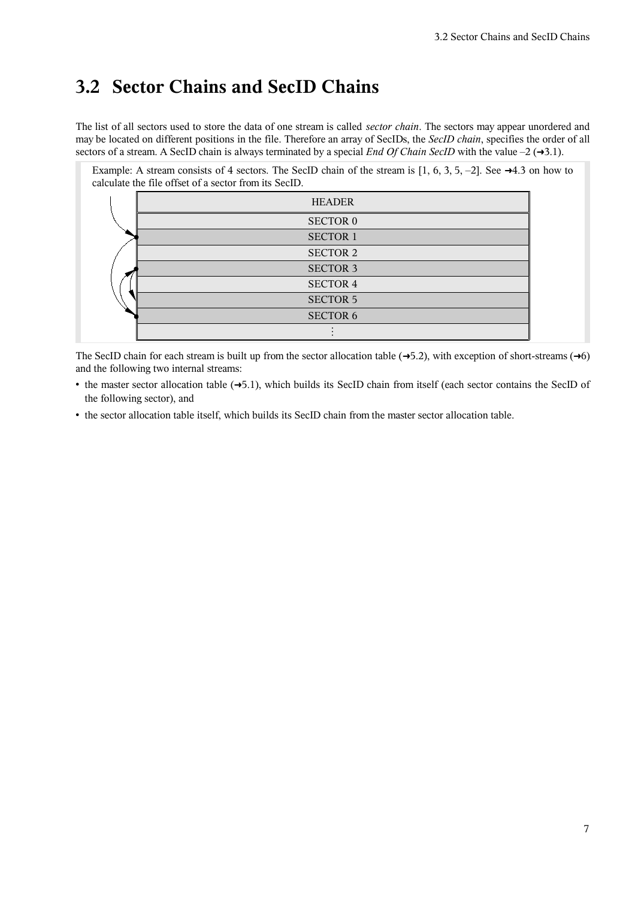## 3.2 Sector Chains and SecID Chains

The list of all sectors used to store the data of one stream is called *sector chain*. The sectors may appear unordered and may be located on different positions in the file. Therefore an array of SecIDs, the *SecID chain*, specifies the order of all sectors of a stream. A SecID chain is always terminated by a special *End Of Chain SecID* with the value –2 (→3.1).

Example: A stream consists of 4 sectors. The SecID chain of the stream is [1, 6, 3, 5, –2]. See →4.3 on how to calculate the file offset of a sector from its SecID.

| HEADER |
|---|
| SECTOR 0 |
| SECTOR 1 |
| SECTOR 2 |
| SECTOR 3 |
| SECTOR 4 |
| SECTOR 5 |
| SECTOR 6 |
| ⋮ |

The SecID chain for each stream is built up from the sector allocation table (→5.2), with exception of short-streams (→6) and the following two internal streams:

- the master sector allocation table (→5.1), which builds its SecID chain from itself (each sector contains the SecID of the following sector), and
- the sector allocation table itself, which builds its SecID chain from the master sector allocation table.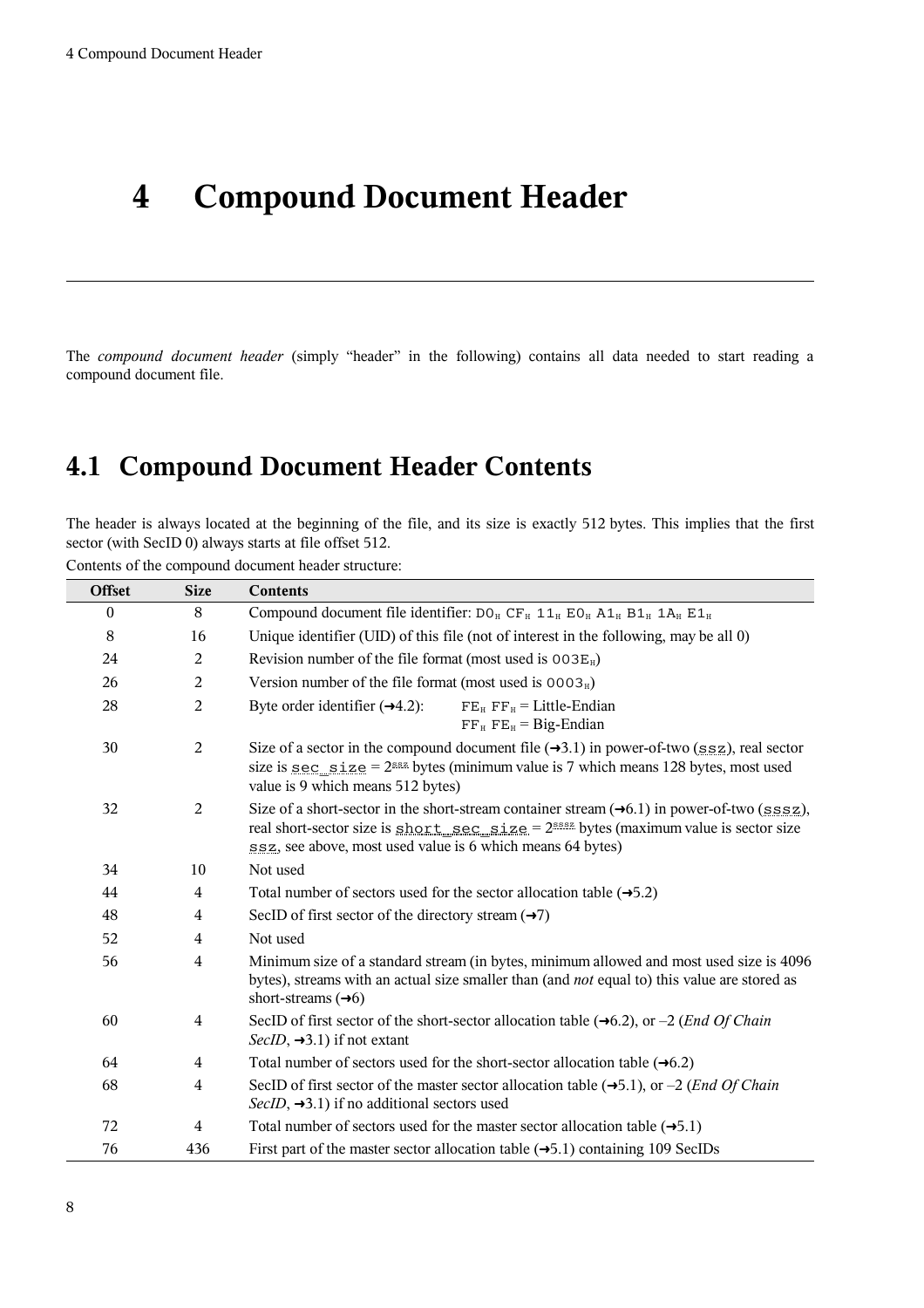# 4 Compound Document Header

The *compound document header* (simply "header" in the following) contains all data needed to start reading a compound document file.

## 4.1 Compound Document Header Contents

The header is always located at the beginning of the file, and its size is exactly 512 bytes. This implies that the first sector (with SecID 0) always starts at file offset 512.

Contents of the compound document header structure:

| Offset | Size | Contents |
|---|---|---|
| 0 | 8 | Compound document file identifier: $D0_H$ $CF_H$ $11_H$ $E0_H$ $A1_H$ $B1_H$ $1A_H$ $E1_H$ |
| 8 | 16 | Unique identifier (UID) of this file (not of interest in the following, may be all 0) |
| 24 | 2 | Revision number of the file format (most used is $003E_H$) |
| 26 | 2 | Version number of the file format (most used is $0003_H$) |
| 28 | 2 | Byte order identifier (➜4.2): $FE_H$ $FF_H$ = Little-Endian, $FF_H$ $FE_H$ = Big-Endian |
| 30 | 2 | Size of a sector in the compound document file (➜3.1) in power-of-two (`ssz`), real sector size is `sec_size` = $2^{ssz}$ bytes (minimum value is 7 which means 128 bytes, most used value is 9 which means 512 bytes) |
| 32 | 2 | Size of a short-sector in the short-stream container stream (➜6.1) in power-of-two (`sssz`), real short-sector size is `short_sec_size` = $2^{sssz}$ bytes (maximum value is sector size `ssz`, see above, most used value is 6 which means 64 bytes) |
| 34 | 10 | Not used |
| 44 | 4 | Total number of sectors used for the sector allocation table (➜5.2) |
| 48 | 4 | SecID of first sector of the directory stream (➜7) |
| 52 | 4 | Not used |
| 56 | 4 | Minimum size of a standard stream (in bytes, minimum allowed and most used size is 4096 bytes), streams with an actual size smaller than (and *not* equal to) this value are stored as short-streams (➜6) |
| 60 | 4 | SecID of first sector of the short-sector allocation table (➜6.2), or –2 (*End Of Chain SecID*, ➜3.1) if not extant |
| 64 | 4 | Total number of sectors used for the short-sector allocation table (➜6.2) |
| 68 | 4 | SecID of first sector of the master sector allocation table (➜5.1), or –2 (*End Of Chain SecID*, ➜3.1) if no additional sectors used |
| 72 | 4 | Total number of sectors used for the master sector allocation table (➜5.1) |
| 76 | 436 | First part of the master sector allocation table (➜5.1) containing 109 SecIDs |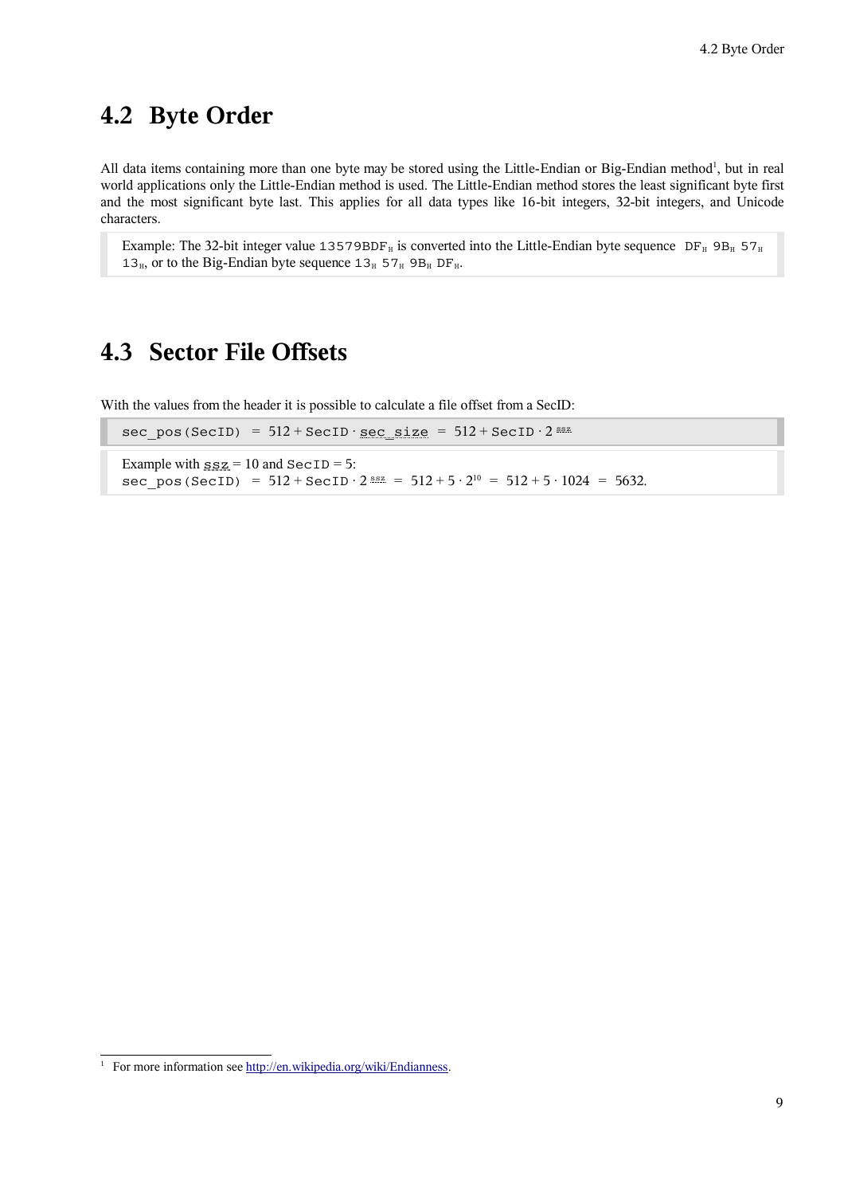## 4.2 Byte Order

All data items containing more than one byte may be stored using the Little-Endian or Big-Endian method[1], but in real world applications only the Little-Endian method is used. The Little-Endian method stores the least significant byte first and the most significant byte last. This applies for all data types like 16-bit integers, 32-bit integers, and Unicode characters.

> Example: The 32-bit integer value $\texttt{13579BDF}_H$ is converted into the Little-Endian byte sequence $\texttt{DF}_H$ $\texttt{9B}_H$ $\texttt{57}_H$ $\texttt{13}_H$, or to the Big-Endian byte sequence $\texttt{13}_H$ $\texttt{57}_H$ $\texttt{9B}_H$ $\texttt{DF}_H$.

## 4.3 Sector File Offsets

With the values from the header it is possible to calculate a file offset from a SecID:

> `sec_pos(SecID)` $= 512 + \texttt{SecID} \cdot \texttt{sec\_size} = 512 + \texttt{SecID} \cdot 2^{\texttt{ssz}}$

> Example with `ssz` = 10 and `SecID` = 5:
> `sec_pos(SecID)` $= 512 + \texttt{SecID} \cdot 2^{\texttt{ssz}} = 512 + 5 \cdot 2^{10} = 512 + 5 \cdot 1024 = 5632$.

[1] For more information see http://en.wikipedia.org/wiki/Endianness.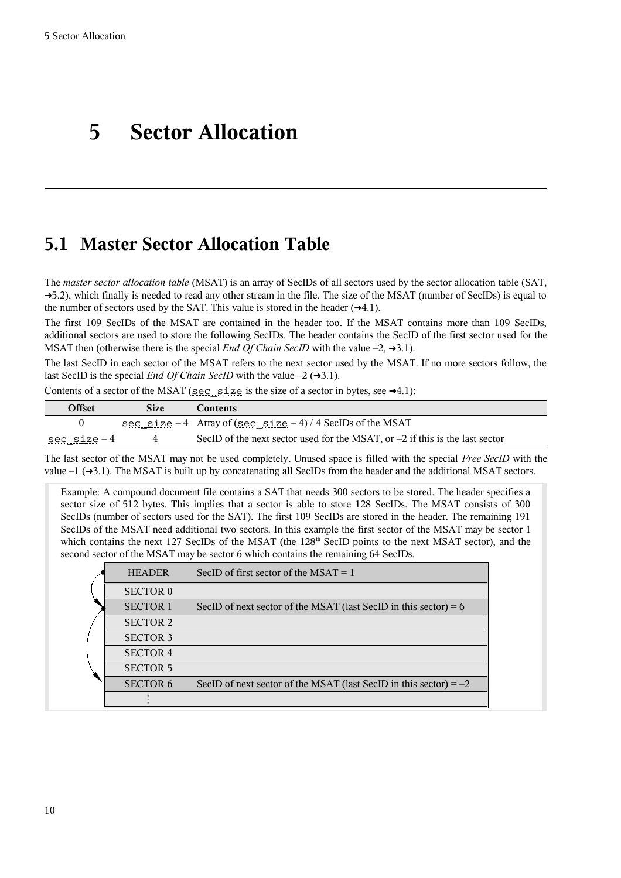# 5 Sector Allocation

## 5.1 Master Sector Allocation Table

The *master sector allocation table* (MSAT) is an array of SecIDs of all sectors used by the sector allocation table (SAT, →5.2), which finally is needed to read any other stream in the file. The size of the MSAT (number of SecIDs) is equal to the number of sectors used by the SAT. This value is stored in the header (→4.1).

The first 109 SecIDs of the MSAT are contained in the header too. If the MSAT contains more than 109 SecIDs, additional sectors are used to store the following SecIDs. The header contains the SecID of the first sector used for the MSAT then (otherwise there is the special *End Of Chain SecID* with the value –2, →3.1).

The last SecID in each sector of the MSAT refers to the next sector used by the MSAT. If no more sectors follow, the last SecID is the special *End Of Chain SecID* with the value –2 (→3.1).

Contents of a sector of the MSAT (`sec_size` is the size of a sector in bytes, see →4.1):

| Offset | Size | Contents |
|---|---|---|
| 0 | `sec_size` – 4 | Array of (`sec_size` – 4) / 4 SecIDs of the MSAT |
| `sec_size` – 4 | 4 | SecID of the next sector used for the MSAT, or –2 if this is the last sector |

The last sector of the MSAT may not be used completely. Unused space is filled with the special *Free SecID* with the value –1 (→3.1). The MSAT is built up by concatenating all SecIDs from the header and the additional MSAT sectors.

> Example: A compound document file contains a SAT that needs 300 sectors to be stored. The header specifies a sector size of 512 bytes. This implies that a sector is able to store 128 SecIDs. The MSAT consists of 300 SecIDs (number of sectors used for the SAT). The first 109 SecIDs are stored in the header. The remaining 191 SecIDs of the MSAT need additional two sectors. In this example the first sector of the MSAT may be sector 1 which contains the next 127 SecIDs of the MSAT (the 128th SecID points to the next MSAT sector), and the second sector of the MSAT may be sector 6 which contains the remaining 64 SecIDs.

| | |
|---|---|
| HEADER | SecID of first sector of the MSAT = 1 |
| SECTOR 0 | |
| SECTOR 1 | SecID of next sector of the MSAT (last SecID in this sector) = 6 |
| SECTOR 2 | |
| SECTOR 3 | |
| SECTOR 4 | |
| SECTOR 5 | |
| SECTOR 6 | SecID of next sector of the MSAT (last SecID in this sector) = –2 |
| ⋮ | |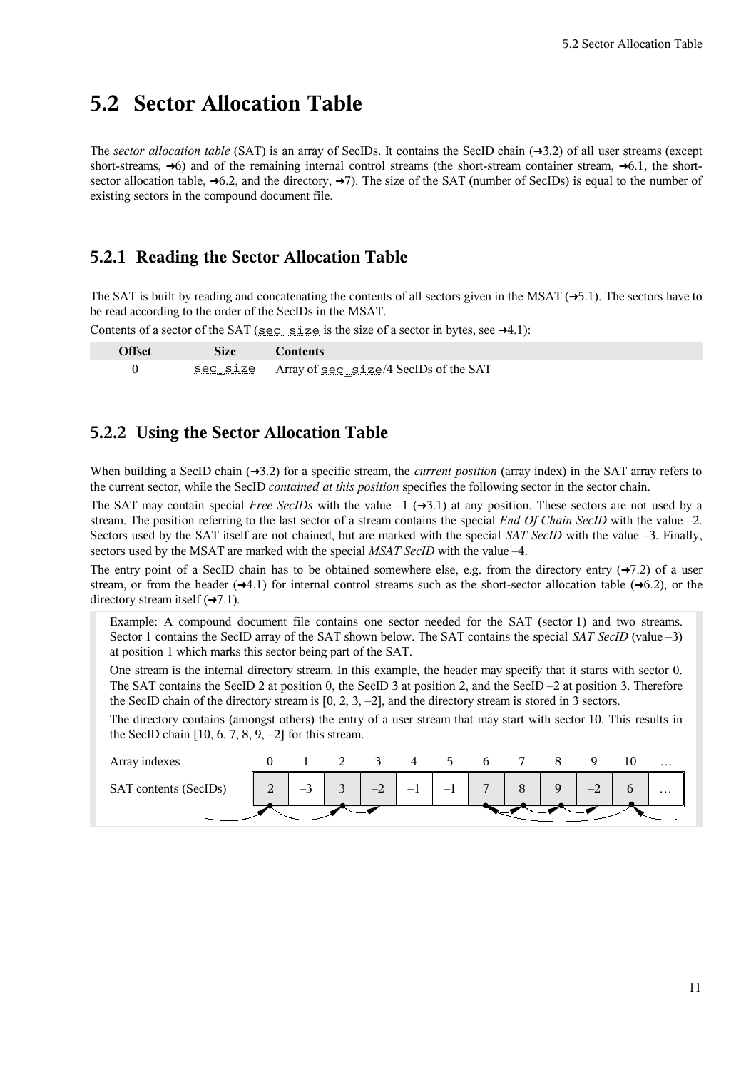## 5.2 Sector Allocation Table

The *sector allocation table* (SAT) is an array of SecIDs. It contains the SecID chain (➜3.2) of all user streams (except short-streams, ➜6) and of the remaining internal control streams (the short-stream container stream, ➜6.1, the short-sector allocation table, ➜6.2, and the directory, ➜7). The size of the SAT (number of SecIDs) is equal to the number of existing sectors in the compound document file.

### 5.2.1 Reading the Sector Allocation Table

The SAT is built by reading and concatenating the contents of all sectors given in the MSAT (➜5.1). The sectors have to be read according to the order of the SecIDs in the MSAT.

Contents of a sector of the SAT (`sec_size` is the size of a sector in bytes, see ➜4.1):

| Offset | Size | Contents |
|---|---|---|
| 0 | `sec_size` | Array of `sec_size`/4 SecIDs of the SAT |

### 5.2.2 Using the Sector Allocation Table

When building a SecID chain (➜3.2) for a specific stream, the *current position* (array index) in the SAT array refers to the current sector, while the SecID *contained at this position* specifies the following sector in the sector chain.

The SAT may contain special *Free SecIDs* with the value –1 (➜3.1) at any position. These sectors are not used by a stream. The position referring to the last sector of a stream contains the special *End Of Chain SecID* with the value –2. Sectors used by the SAT itself are not chained, but are marked with the special *SAT SecID* with the value –3. Finally, sectors used by the MSAT are marked with the special *MSAT SecID* with the value –4.

The entry point of a SecID chain has to be obtained somewhere else, e.g. from the directory entry (➜7.2) of a user stream, or from the header (➜4.1) for internal control streams such as the short-sector allocation table (➜6.2), or the directory stream itself (➜7.1).

> Example: A compound document file contains one sector needed for the SAT (sector 1) and two streams. Sector 1 contains the SecID array of the SAT shown below. The SAT contains the special *SAT SecID* (value –3) at position 1 which marks this sector being part of the SAT.
>
> One stream is the internal directory stream. In this example, the header may specify that it starts with sector 0. The SAT contains the SecID 2 at position 0, the SecID 3 at position 2, and the SecID –2 at position 3. Therefore the SecID chain of the directory stream is [0, 2, 3, –2], and the directory stream is stored in 3 sectors.
>
> The directory contains (amongst others) the entry of a user stream that may start with sector 10. This results in the SecID chain [10, 6, 7, 8, 9, –2] for this stream.
>
> | Array indexes | 0 | 1 | 2 | 3 | 4 | 5 | 6 | 7 | 8 | 9 | 10 | … |
> |---|---|---|---|---|---|---|---|---|---|---|---|---|
> | SAT contents (SecIDs) | 2 | –3 | 3 | –2 | –1 | –1 | 7 | 8 | 9 | –2 | 6 | … |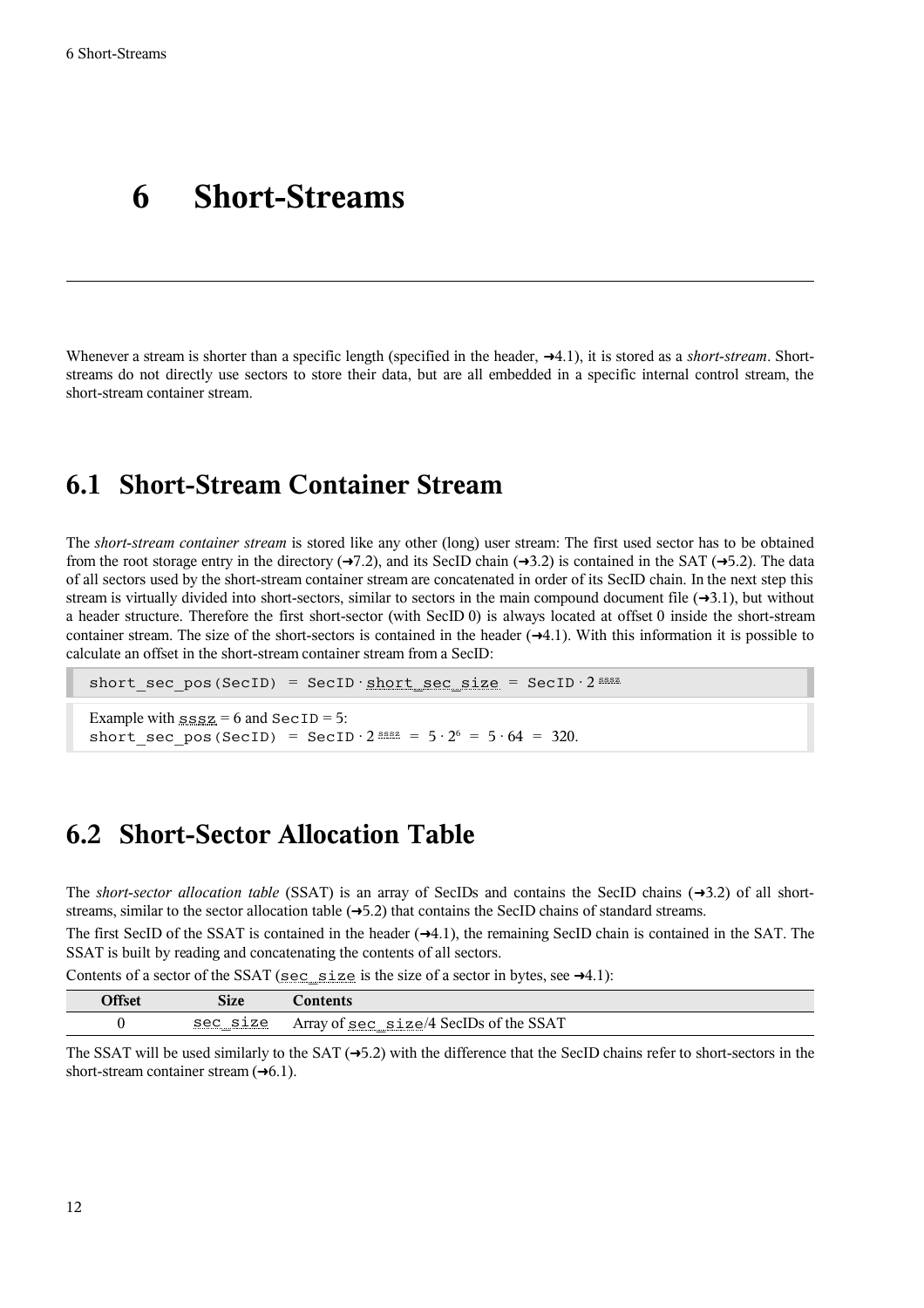# 6 Short-Streams

Whenever a stream is shorter than a specific length (specified in the header, →4.1), it is stored as a *short-stream*. Short-streams do not directly use sectors to store their data, but are all embedded in a specific internal control stream, the short-stream container stream.

## 6.1 Short-Stream Container Stream

The *short-stream container stream* is stored like any other (long) user stream: The first used sector has to be obtained from the root storage entry in the directory (→7.2), and its SecID chain (→3.2) is contained in the SAT (→5.2). The data of all sectors used by the short-stream container stream are concatenated in order of its SecID chain. In the next step this stream is virtually divided into short-sectors, similar to sectors in the main compound document file (→3.1), but without a header structure. Therefore the first short-sector (with SecID 0) is always located at offset 0 inside the short-stream container stream. The size of the short-sectors is contained in the header (→4.1). With this information it is possible to calculate an offset in the short-stream container stream from a SecID:

$$\texttt{short\_sec\_pos(SecID)} = \texttt{SecID} \cdot \texttt{short\_sec\_size} = \texttt{SecID} \cdot 2^{\texttt{sssz}}$$

Example with `sssz` = 6 and `SecID` = 5:
$\texttt{short\_sec\_pos(SecID)} = \texttt{SecID} \cdot 2^{\texttt{sssz}} = 5 \cdot 2^6 = 5 \cdot 64 = 320.$

## 6.2 Short-Sector Allocation Table

The *short-sector allocation table* (SSAT) is an array of SecIDs and contains the SecID chains (→3.2) of all short-streams, similar to the sector allocation table (→5.2) that contains the SecID chains of standard streams.

The first SecID of the SSAT is contained in the header (→4.1), the remaining SecID chain is contained in the SAT. The SSAT is built by reading and concatenating the contents of all sectors.

Contents of a sector of the SSAT (`sec_size` is the size of a sector in bytes, see →4.1):

| Offset | Size | Contents |
|---|---|---|
| 0 | `sec_size` | Array of `sec_size`/4 SecIDs of the SSAT |

The SSAT will be used similarly to the SAT (→5.2) with the difference that the SecID chains refer to short-sectors in the short-stream container stream (→6.1).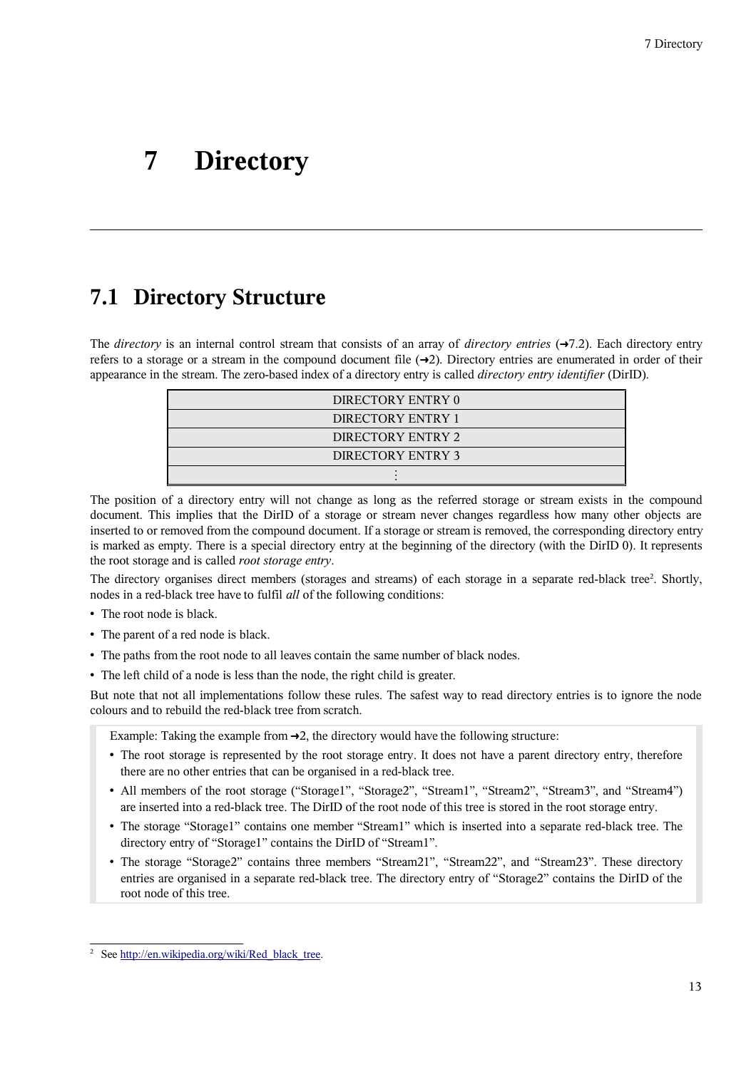# 7 Directory

## 7.1 Directory Structure

The *directory* is an internal control stream that consists of an array of *directory entries* (➜7.2). Each directory entry refers to a storage or a stream in the compound document file (➜2). Directory entries are enumerated in order of their appearance in the stream. The zero-based index of a directory entry is called *directory entry identifier* (DirID).

| DIRECTORY ENTRY 0 |
| --- |
| DIRECTORY ENTRY 1 |
| DIRECTORY ENTRY 2 |
| DIRECTORY ENTRY 3 |
| ⋮ |

The position of a directory entry will not change as long as the referred storage or stream exists in the compound document. This implies that the DirID of a storage or stream never changes regardless how many other objects are inserted to or removed from the compound document. If a storage or stream is removed, the corresponding directory entry is marked as empty. There is a special directory entry at the beginning of the directory (with the DirID 0). It represents the root storage and is called *root storage entry*.

The directory organises direct members (storages and streams) of each storage in a separate red-black tree[2]. Shortly, nodes in a red-black tree have to fulfil *all* of the following conditions:

- The root node is black.
- The parent of a red node is black.
- The paths from the root node to all leaves contain the same number of black nodes.
- The left child of a node is less than the node, the right child is greater.

But note that not all implementations follow these rules. The safest way to read directory entries is to ignore the node colours and to rebuild the red-black tree from scratch.

> Example: Taking the example from ➜2, the directory would have the following structure:
>
> - The root storage is represented by the root storage entry. It does not have a parent directory entry, therefore there are no other entries that can be organised in a red-black tree.
> - All members of the root storage ("Storage1", "Storage2", "Stream1", "Stream2", "Stream3", and "Stream4") are inserted into a red-black tree. The DirID of the root node of this tree is stored in the root storage entry.
> - The storage "Storage1" contains one member "Stream1" which is inserted into a separate red-black tree. The directory entry of "Storage1" contains the DirID of "Stream1".
> - The storage "Storage2" contains three members "Stream21", "Stream22", and "Stream23". These directory entries are organised in a separate red-black tree. The directory entry of "Storage2" contains the DirID of the root node of this tree.

[2] See http://en.wikipedia.org/wiki/Red_black_tree.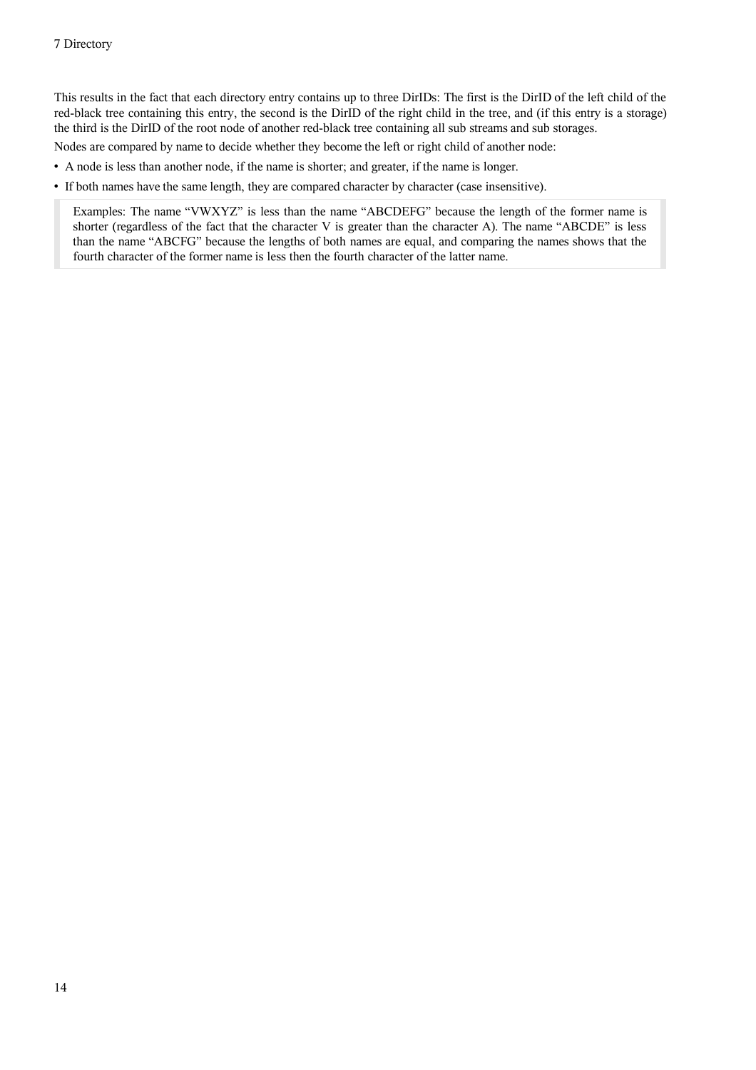This results in the fact that each directory entry contains up to three DirIDs: The first is the DirID of the left child of the red-black tree containing this entry, the second is the DirID of the right child in the tree, and (if this entry is a storage) the third is the DirID of the root node of another red-black tree containing all sub streams and sub storages.

Nodes are compared by name to decide whether they become the left or right child of another node:

- A node is less than another node, if the name is shorter; and greater, if the name is longer.
- If both names have the same length, they are compared character by character (case insensitive).

> Examples: The name "VWXYZ" is less than the name "ABCDEFG" because the length of the former name is shorter (regardless of the fact that the character V is greater than the character A). The name "ABCDE" is less than the name "ABCFG" because the lengths of both names are equal, and comparing the names shows that the fourth character of the former name is less then the fourth character of the latter name.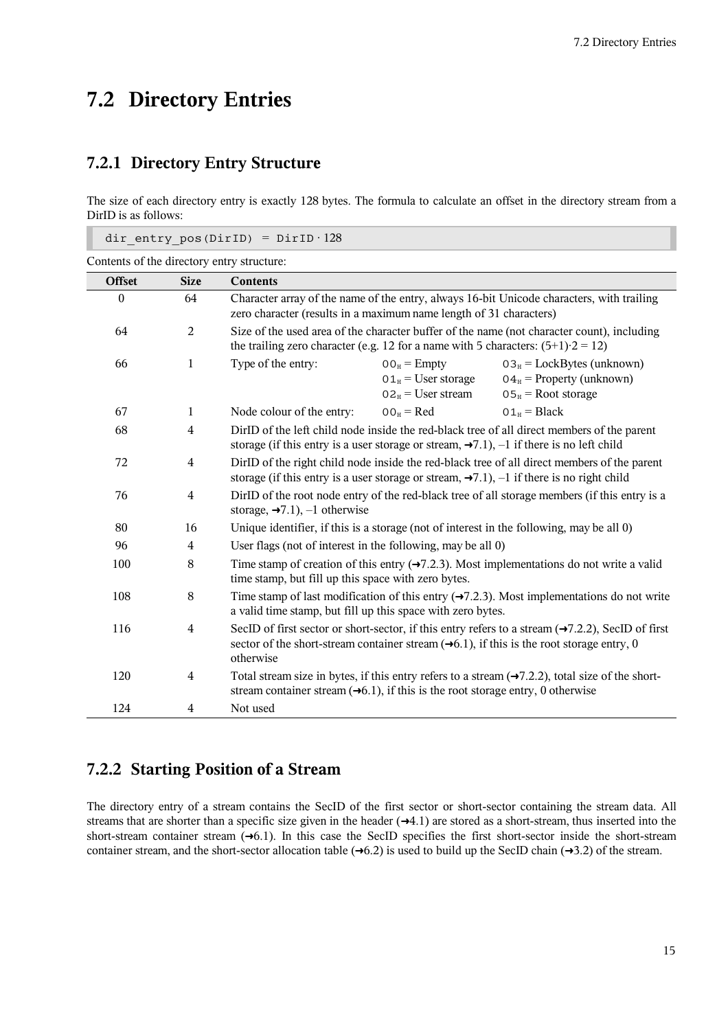## 7.2 Directory Entries

### 7.2.1 Directory Entry Structure

The size of each directory entry is exactly 128 bytes. The formula to calculate an offset in the directory stream from a DirID is as follows:

```
dir_entry_pos(DirID) = DirID · 128
```

Contents of the directory entry structure:

| Offset | Size | Contents |
|---|---|---|
| 0 | 64 | Character array of the name of the entry, always 16-bit Unicode characters, with trailing zero character (results in a maximum name length of 31 characters) |
| 64 | 2 | Size of the used area of the character buffer of the name (not character count), including the trailing zero character (e.g. 12 for a name with 5 characters: $(5+1)\cdot 2 = 12$) |
| 66 | 1 | Type of the entry: $00_H$ = Empty, $01_H$ = User storage, $02_H$ = User stream, $03_H$ = LockBytes (unknown), $04_H$ = Property (unknown), $05_H$ = Root storage |
| 67 | 1 | Node colour of the entry: $00_H$ = Red, $01_H$ = Black |
| 68 | 4 | DirID of the left child node inside the red-black tree of all direct members of the parent storage (if this entry is a user storage or stream, →7.1), –1 if there is no left child |
| 72 | 4 | DirID of the right child node inside the red-black tree of all direct members of the parent storage (if this entry is a user storage or stream, →7.1), –1 if there is no right child |
| 76 | 4 | DirID of the root node entry of the red-black tree of all storage members (if this entry is a storage, →7.1), –1 otherwise |
| 80 | 16 | Unique identifier, if this is a storage (not of interest in the following, may be all 0) |
| 96 | 4 | User flags (not of interest in the following, may be all 0) |
| 100 | 8 | Time stamp of creation of this entry (→7.2.3). Most implementations do not write a valid time stamp, but fill up this space with zero bytes. |
| 108 | 8 | Time stamp of last modification of this entry (→7.2.3). Most implementations do not write a valid time stamp, but fill up this space with zero bytes. |
| 116 | 4 | SecID of first sector or short-sector, if this entry refers to a stream (→7.2.2), SecID of first sector of the short-stream container stream (→6.1), if this is the root storage entry, 0 otherwise |
| 120 | 4 | Total stream size in bytes, if this entry refers to a stream (→7.2.2), total size of the short-stream container stream (→6.1), if this is the root storage entry, 0 otherwise |
| 124 | 4 | Not used |

### 7.2.2 Starting Position of a Stream

The directory entry of a stream contains the SecID of the first sector or short-sector containing the stream data. All streams that are shorter than a specific size given in the header (→4.1) are stored as a short-stream, thus inserted into the short-stream container stream (→6.1). In this case the SecID specifies the first short-sector inside the short-stream container stream, and the short-sector allocation table (→6.2) is used to build up the SecID chain (→3.2) of the stream.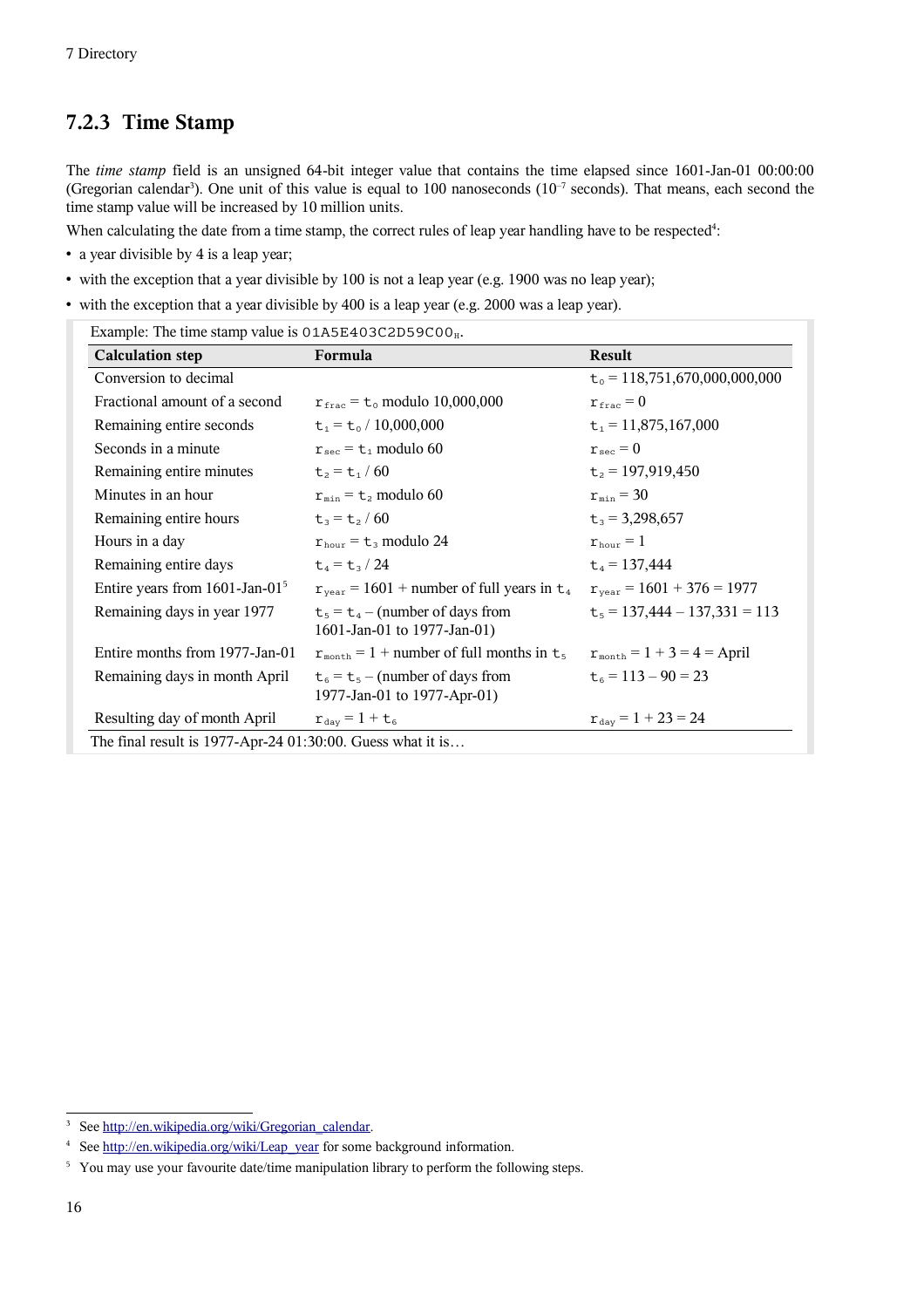### 7.2.3 Time Stamp

The *time stamp* field is an unsigned 64-bit integer value that contains the time elapsed since 1601-Jan-01 00:00:00 (Gregorian calendar[3]). One unit of this value is equal to 100 nanoseconds ($10^{-7}$ seconds). That means, each second the time stamp value will be increased by 10 million units.

When calculating the date from a time stamp, the correct rules of leap year handling have to be respected[4]:

- a year divisible by 4 is a leap year;
- with the exception that a year divisible by 100 is not a leap year (e.g. 1900 was no leap year);
- with the exception that a year divisible by 400 is a leap year (e.g. 2000 was a leap year).

Example: The time stamp value is $\texttt{01A5E403C2D59C00}_H$.

| Calculation step | Formula | Result |
|---|---|---|
| Conversion to decimal | | $t_0$ = 118,751,670,000,000,000 |
| Fractional amount of a second | $r_{frac} = t_0$ modulo 10,000,000 | $r_{frac} = 0$ |
| Remaining entire seconds | $t_1 = t_0$ / 10,000,000 | $t_1$ = 11,875,167,000 |
| Seconds in a minute | $r_{sec} = t_1$ modulo 60 | $r_{sec} = 0$ |
| Remaining entire minutes | $t_2 = t_1 / 60$ | $t_2$ = 197,919,450 |
| Minutes in an hour | $r_{min} = t_2$ modulo 60 | $r_{min} = 30$ |
| Remaining entire hours | $t_3 = t_2 / 60$ | $t_3$ = 3,298,657 |
| Hours in a day | $r_{hour} = t_3$ modulo 24 | $r_{hour} = 1$ |
| Remaining entire days | $t_4 = t_3 / 24$ | $t_4$ = 137,444 |
| Entire years from 1601-Jan-01[5] | $r_{year}$ = 1601 + number of full years in $t_4$ | $r_{year}$ = 1601 + 376 = 1977 |
| Remaining days in year 1977 | $t_5 = t_4$ – (number of days from 1601-Jan-01 to 1977-Jan-01) | $t_5$ = 137,444 – 137,331 = 113 |
| Entire months from 1977-Jan-01 | $r_{month}$ = 1 + number of full months in $t_5$ | $r_{month}$ = 1 + 3 = 4 = April |
| Remaining days in month April | $t_6 = t_5$ – (number of days from 1977-Jan-01 to 1977-Apr-01) | $t_6$ = 113 – 90 = 23 |
| Resulting day of month April | $r_{day} = 1 + t_6$ | $r_{day}$ = 1 + 23 = 24 |

The final result is 1977-Apr-24 01:30:00. Guess what it is…

---

[3] See http://en.wikipedia.org/wiki/Gregorian_calendar.

[4] See http://en.wikipedia.org/wiki/Leap_year for some background information.

[5] You may use your favourite date/time manipulation library to perform the following steps.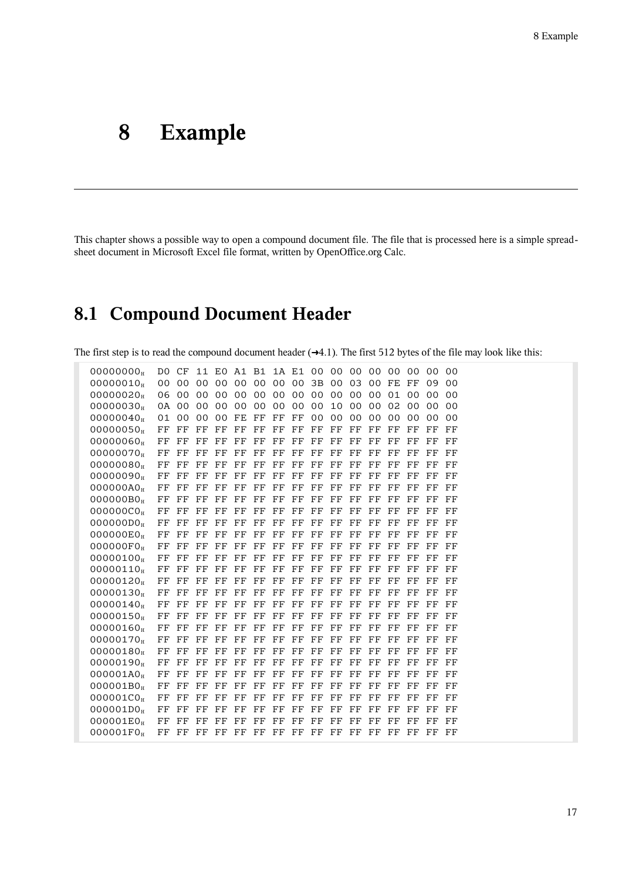# 8 Example

This chapter shows a possible way to open a compound document file. The file that is processed here is a simple spreadsheet document in Microsoft Excel file format, written by OpenOffice.org Calc.

## 8.1 Compound Document Header

The first step is to read the compound document header (→4.1). The first 512 bytes of the file may look like this:

```
00000000H  D0 CF 11 E0 A1 B1 1A E1 00 00 00 00 00 00 00 00
00000010H  00 00 00 00 00 00 00 00 3B 00 03 00 FE FF 09 00
00000020H  06 00 00 00 00 00 00 00 00 00 00 00 01 00 00 00
00000030H  0A 00 00 00 00 00 00 00 00 10 00 00 02 00 00 00
00000040H  01 00 00 00 FE FF FF FF 00 00 00 00 00 00 00 00
00000050H  FF FF FF FF FF FF FF FF FF FF FF FF FF FF FF FF
00000060H  FF FF FF FF FF FF FF FF FF FF FF FF FF FF FF FF
00000070H  FF FF FF FF FF FF FF FF FF FF FF FF FF FF FF FF
00000080H  FF FF FF FF FF FF FF FF FF FF FF FF FF FF FF FF
00000090H  FF FF FF FF FF FF FF FF FF FF FF FF FF FF FF FF
000000A0H  FF FF FF FF FF FF FF FF FF FF FF FF FF FF FF FF
000000B0H  FF FF FF FF FF FF FF FF FF FF FF FF FF FF FF FF
000000C0H  FF FF FF FF FF FF FF FF FF FF FF FF FF FF FF FF
000000D0H  FF FF FF FF FF FF FF FF FF FF FF FF FF FF FF FF
000000E0H  FF FF FF FF FF FF FF FF FF FF FF FF FF FF FF FF
000000F0H  FF FF FF FF FF FF FF FF FF FF FF FF FF FF FF FF
00000100H  FF FF FF FF FF FF FF FF FF FF FF FF FF FF FF FF
00000110H  FF FF FF FF FF FF FF FF FF FF FF FF FF FF FF FF
00000120H  FF FF FF FF FF FF FF FF FF FF FF FF FF FF FF FF
00000130H  FF FF FF FF FF FF FF FF FF FF FF FF FF FF FF FF
00000140H  FF FF FF FF FF FF FF FF FF FF FF FF FF FF FF FF
00000150H  FF FF FF FF FF FF FF FF FF FF FF FF FF FF FF FF
00000160H  FF FF FF FF FF FF FF FF FF FF FF FF FF FF FF FF
00000170H  FF FF FF FF FF FF FF FF FF FF FF FF FF FF FF FF
00000180H  FF FF FF FF FF FF FF FF FF FF FF FF FF FF FF FF
00000190H  FF FF FF FF FF FF FF FF FF FF FF FF FF FF FF FF
000001A0H  FF FF FF FF FF FF FF FF FF FF FF FF FF FF FF FF
000001B0H  FF FF FF FF FF FF FF FF FF FF FF FF FF FF FF FF
000001C0H  FF FF FF FF FF FF FF FF FF FF FF FF FF FF FF FF
000001D0H  FF FF FF FF FF FF FF FF FF FF FF FF FF FF FF FF
000001E0H  FF FF FF FF FF FF FF FF FF FF FF FF FF FF FF FF
000001F0H  FF FF FF FF FF FF FF FF FF FF FF FF FF FF FF FF
```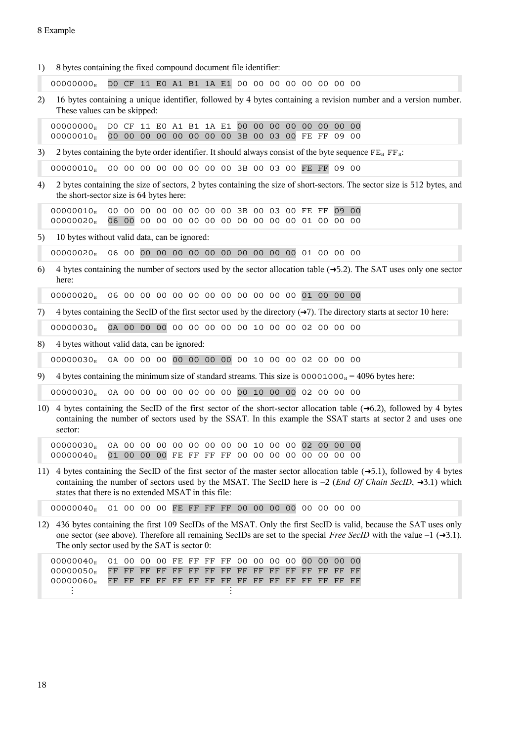8 Example

1) 8 bytes containing the fixed compound document file identifier:

```
00000000H  D0 CF 11 E0 A1 B1 1A E1 00 00 00 00 00 00 00 00
```

2) 16 bytes containing a unique identifier, followed by 4 bytes containing a revision number and a version number. These values can be skipped:

```
00000000H  D0 CF 11 E0 A1 B1 1A E1 00 00 00 00 00 00 00 00
00000010H  00 00 00 00 00 00 00 00 3B 00 03 00 FE FF 09 00
```

3) 2 bytes containing the byte order identifier. It should always consist of the byte sequence $FE_H$ $FF_H$:

```
00000010H  00 00 00 00 00 00 00 00 3B 00 03 00 FE FF 09 00
```

4) 2 bytes containing the size of sectors, 2 bytes containing the size of short-sectors. The sector size is 512 bytes, and the short-sector size is 64 bytes here:

```
00000010H  00 00 00 00 00 00 00 00 3B 00 03 00 FE FF 09 00
00000020H  06 00 00 00 00 00 00 00 00 00 00 00 01 00 00 00
```

5) 10 bytes without valid data, can be ignored:

```
00000020H  06 00 00 00 00 00 00 00 00 00 00 00 01 00 00 00
```

6) 4 bytes containing the number of sectors used by the sector allocation table (→5.2). The SAT uses only one sector here:

```
00000020H  06 00 00 00 00 00 00 00 00 00 00 00 01 00 00 00
```

7) 4 bytes containing the SecID of the first sector used by the directory (→7). The directory starts at sector 10 here:

```
00000030H  0A 00 00 00 00 00 00 00 00 10 00 00 02 00 00 00
```

8) 4 bytes without valid data, can be ignored:

```
00000030H  0A 00 00 00 00 00 00 00 00 10 00 00 02 00 00 00
```

9) 4 bytes containing the minimum size of standard streams. This size is $00001000_H$ = 4096 bytes here:

```
00000030H  0A 00 00 00 00 00 00 00 00 10 00 00 02 00 00 00
```

10) 4 bytes containing the SecID of the first sector of the short-sector allocation table (→6.2), followed by 4 bytes containing the number of sectors used by the SSAT. In this example the SSAT starts at sector 2 and uses one sector:

```
00000030H  0A 00 00 00 00 00 00 00 00 10 00 00 02 00 00 00
00000040H  01 00 00 00 FE FF FF FF 00 00 00 00 00 00 00 00
```

11) 4 bytes containing the SecID of the first sector of the master sector allocation table (→5.1), followed by 4 bytes containing the number of sectors used by the MSAT. The SecID here is –2 (*End Of Chain SecID*, →3.1) which states that there is no extended MSAT in this file:

```
00000040H  01 00 00 00 FE FF FF FF 00 00 00 00 00 00 00 00
```

12) 436 bytes containing the first 109 SecIDs of the MSAT. Only the first SecID is valid, because the SAT uses only one sector (see above). Therefore all remaining SecIDs are set to the special *Free SecID* with the value –1 (→3.1). The only sector used by the SAT is sector 0:

```
00000040H  01 00 00 00 FE FF FF FF 00 00 00 00 00 00 00 00
00000050H  FF FF FF FF FF FF FF FF FF FF FF FF FF FF FF FF
00000060H  FF FF FF FF FF FF FF FF FF FF FF FF FF FF FF FF
    ⋮                         ⋮
```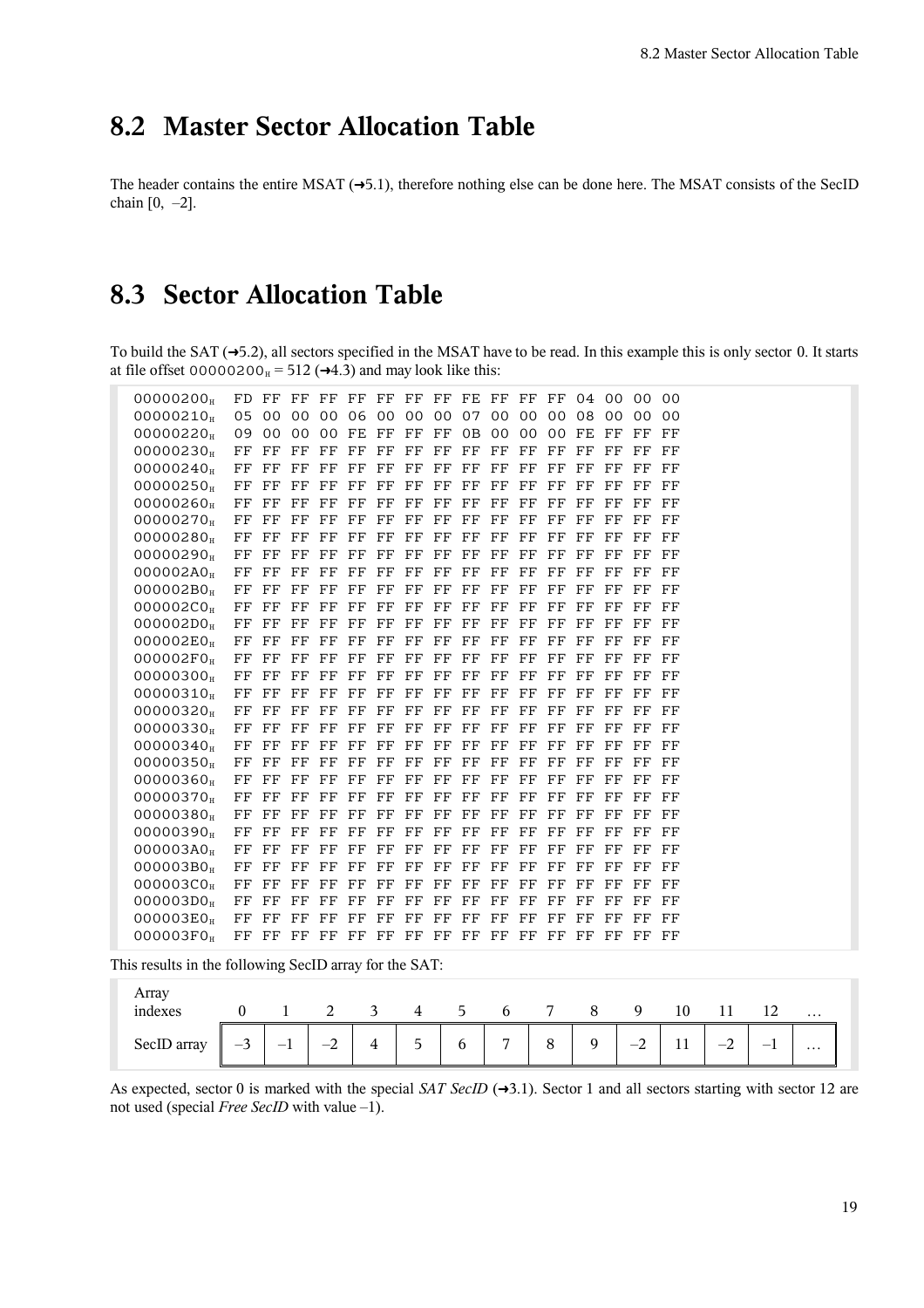## 8.2 Master Sector Allocation Table

The header contains the entire MSAT (➜5.1), therefore nothing else can be done here. The MSAT consists of the SecID chain [0, –2].

## 8.3 Sector Allocation Table

To build the SAT (➜5.2), all sectors specified in the MSAT have to be read. In this example this is only sector 0. It starts at file offset $00000200_H$ = 512 (➜4.3) and may look like this:

```
00000200H  FD FF FF FF FF FF FF FF FE FF FF FF 04 00 00 00
00000210H  05 00 00 00 06 00 00 00 07 00 00 00 08 00 00 00
00000220H  09 00 00 00 FE FF FF FF 0B 00 00 00 FE FF FF FF
00000230H  FF FF FF FF FF FF FF FF FF FF FF FF FF FF FF FF
00000240H  FF FF FF FF FF FF FF FF FF FF FF FF FF FF FF FF
00000250H  FF FF FF FF FF FF FF FF FF FF FF FF FF FF FF FF
00000260H  FF FF FF FF FF FF FF FF FF FF FF FF FF FF FF FF
00000270H  FF FF FF FF FF FF FF FF FF FF FF FF FF FF FF FF
00000280H  FF FF FF FF FF FF FF FF FF FF FF FF FF FF FF FF
00000290H  FF FF FF FF FF FF FF FF FF FF FF FF FF FF FF FF
000002A0H  FF FF FF FF FF FF FF FF FF FF FF FF FF FF FF FF
000002B0H  FF FF FF FF FF FF FF FF FF FF FF FF FF FF FF FF
000002C0H  FF FF FF FF FF FF FF FF FF FF FF FF FF FF FF FF
000002D0H  FF FF FF FF FF FF FF FF FF FF FF FF FF FF FF FF
000002E0H  FF FF FF FF FF FF FF FF FF FF FF FF FF FF FF FF
000002F0H  FF FF FF FF FF FF FF FF FF FF FF FF FF FF FF FF
00000300H  FF FF FF FF FF FF FF FF FF FF FF FF FF FF FF FF
00000310H  FF FF FF FF FF FF FF FF FF FF FF FF FF FF FF FF
00000320H  FF FF FF FF FF FF FF FF FF FF FF FF FF FF FF FF
00000330H  FF FF FF FF FF FF FF FF FF FF FF FF FF FF FF FF
00000340H  FF FF FF FF FF FF FF FF FF FF FF FF FF FF FF FF
00000350H  FF FF FF FF FF FF FF FF FF FF FF FF FF FF FF FF
00000360H  FF FF FF FF FF FF FF FF FF FF FF FF FF FF FF FF
00000370H  FF FF FF FF FF FF FF FF FF FF FF FF FF FF FF FF
00000380H  FF FF FF FF FF FF FF FF FF FF FF FF FF FF FF FF
00000390H  FF FF FF FF FF FF FF FF FF FF FF FF FF FF FF FF
000003A0H  FF FF FF FF FF FF FF FF FF FF FF FF FF FF FF FF
000003B0H  FF FF FF FF FF FF FF FF FF FF FF FF FF FF FF FF
000003C0H  FF FF FF FF FF FF FF FF FF FF FF FF FF FF FF FF
000003D0H  FF FF FF FF FF FF FF FF FF FF FF FF FF FF FF FF
000003E0H  FF FF FF FF FF FF FF FF FF FF FF FF FF FF FF FF
000003F0H  FF FF FF FF FF FF FF FF FF FF FF FF FF FF FF FF
```

This results in the following SecID array for the SAT:

| Array indexes | 0 | 1 | 2 | 3 | 4 | 5 | 6 | 7 | 8 | 9 | 10 | 11 | 12 | … |
|---|---|---|---|---|---|---|---|---|---|---|---|---|---|---|
| SecID array | –3 | –1 | –2 | 4 | 5 | 6 | 7 | 8 | 9 | –2 | 11 | –2 | –1 | … |

As expected, sector 0 is marked with the special *SAT SecID* (➜3.1). Sector 1 and all sectors starting with sector 12 are not used (special *Free SecID* with value –1).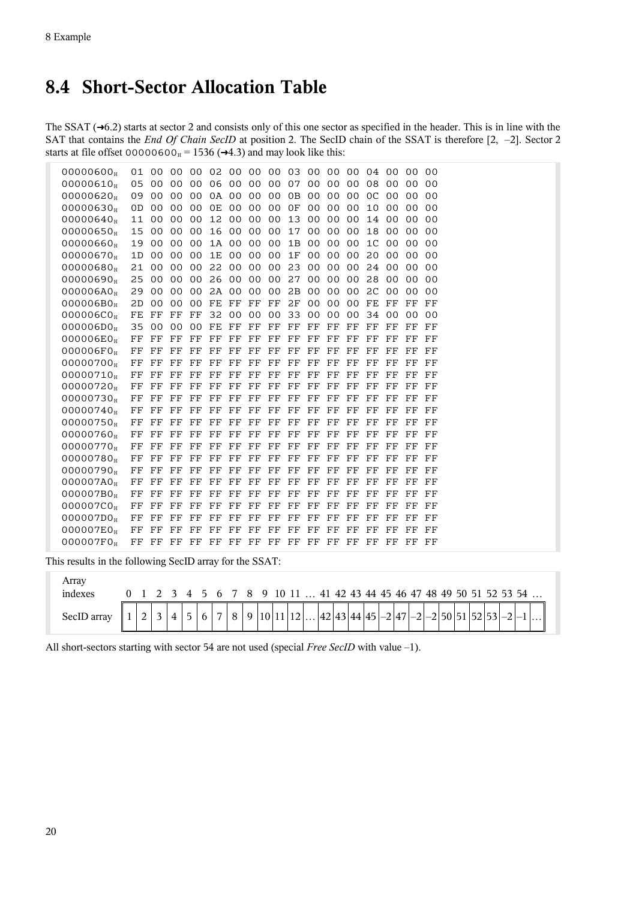## 8.4 Short-Sector Allocation Table

The SSAT (➜6.2) starts at sector 2 and consists only of this one sector as specified in the header. This is in line with the SAT that contains the *End Of Chain SecID* at position 2. The SecID chain of the SSAT is therefore [2, –2]. Sector 2 starts at file offset $00000600_H$ = 1536 (➜4.3) and may look like this:

```
00000600H  01 00 00 00 02 00 00 00 03 00 00 00 04 00 00 00
00000610H  05 00 00 00 06 00 00 00 07 00 00 00 08 00 00 00
00000620H  09 00 00 00 0A 00 00 00 0B 00 00 00 0C 00 00 00
00000630H  0D 00 00 00 0E 00 00 00 0F 00 00 00 10 00 00 00
00000640H  11 00 00 00 12 00 00 00 13 00 00 00 14 00 00 00
00000650H  15 00 00 00 16 00 00 00 17 00 00 00 18 00 00 00
00000660H  19 00 00 00 1A 00 00 00 1B 00 00 00 1C 00 00 00
00000670H  1D 00 00 00 1E 00 00 00 1F 00 00 00 20 00 00 00
00000680H  21 00 00 00 22 00 00 00 23 00 00 00 24 00 00 00
00000690H  25 00 00 00 26 00 00 00 27 00 00 00 28 00 00 00
000006A0H  29 00 00 00 2A 00 00 00 2B 00 00 00 2C 00 00 00
000006B0H  2D 00 00 00 FE FF FF FF 2F 00 00 00 FE FF FF FF
000006C0H  FE FF FF FF 32 00 00 00 33 00 00 00 34 00 00 00
000006D0H  35 00 00 00 FE FF FF FF FF FF FF FF FF FF FF FF
000006E0H  FF FF FF FF FF FF FF FF FF FF FF FF FF FF FF FF
000006F0H  FF FF FF FF FF FF FF FF FF FF FF FF FF FF FF FF
00000700H  FF FF FF FF FF FF FF FF FF FF FF FF FF FF FF FF
00000710H  FF FF FF FF FF FF FF FF FF FF FF FF FF FF FF FF
00000720H  FF FF FF FF FF FF FF FF FF FF FF FF FF FF FF FF
00000730H  FF FF FF FF FF FF FF FF FF FF FF FF FF FF FF FF
00000740H  FF FF FF FF FF FF FF FF FF FF FF FF FF FF FF FF
00000750H  FF FF FF FF FF FF FF FF FF FF FF FF FF FF FF FF
00000760H  FF FF FF FF FF FF FF FF FF FF FF FF FF FF FF FF
00000770H  FF FF FF FF FF FF FF FF FF FF FF FF FF FF FF FF
00000780H  FF FF FF FF FF FF FF FF FF FF FF FF FF FF FF FF
00000790H  FF FF FF FF FF FF FF FF FF FF FF FF FF FF FF FF
000007A0H  FF FF FF FF FF FF FF FF FF FF FF FF FF FF FF FF
000007B0H  FF FF FF FF FF FF FF FF FF FF FF FF FF FF FF FF
000007C0H  FF FF FF FF FF FF FF FF FF FF FF FF FF FF FF FF
000007D0H  FF FF FF FF FF FF FF FF FF FF FF FF FF FF FF FF
000007E0H  FF FF FF FF FF FF FF FF FF FF FF FF FF FF FF FF
000007F0H  FF FF FF FF FF FF FF FF FF FF FF FF FF FF FF FF
```

This results in the following SecID array for the SSAT:

| Array indexes | 0 | 1 | 2 | 3 | 4 | 5 | 6 | 7 | 8 | 9 | 10 | 11 | … | 41 | 42 | 43 | 44 | 45 | 46 | 47 | 48 | 49 | 50 | 51 | 52 | 53 | 54 | … |
|---|---|---|---|---|---|---|---|---|---|---|---|---|---|---|---|---|---|---|---|---|---|---|---|---|---|---|---|---|
| SecID array | 1 | 2 | 3 | 4 | 5 | 6 | 7 | 8 | 9 | 10 | 11 | 12 | … | 42 | 43 | 44 | 45 | –2 | 47 | –2 | –2 | 50 | 51 | 52 | 53 | –2 | –1 | … |

All short-sectors starting with sector 54 are not used (special *Free SecID* with value –1).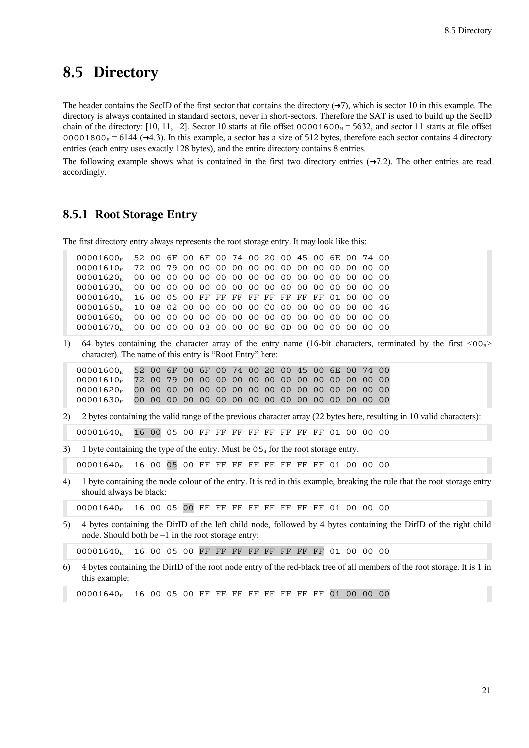## 8.5 Directory

The header contains the SecID of the first sector that contains the directory (→7), which is sector 10 in this example. The directory is always contained in standard sectors, never in short-sectors. Therefore the SAT is used to build up the SecID chain of the directory: [10, 11, –2]. Sector 10 starts at file offset $00001600_H$ = 5632, and sector 11 starts at file offset $00001800_H$ = 6144 (→4.3). In this example, a sector has a size of 512 bytes, therefore each sector contains 4 directory entries (each entry uses exactly 128 bytes), and the entire directory contains 8 entries.

The following example shows what is contained in the first two directory entries (→7.2). The other entries are read accordingly.

### 8.5.1 Root Storage Entry

The first directory entry always represents the root storage entry. It may look like this:

```
00001600H  52 00 6F 00 6F 00 74 00 20 00 45 00 6E 00 74 00
00001610H  72 00 79 00 00 00 00 00 00 00 00 00 00 00 00 00
00001620H  00 00 00 00 00 00 00 00 00 00 00 00 00 00 00 00
00001630H  00 00 00 00 00 00 00 00 00 00 00 00 00 00 00 00
00001640H  16 00 05 00 FF FF FF FF FF FF FF FF 01 00 00 00
00001650H  10 08 02 00 00 00 00 00 C0 00 00 00 00 00 00 46
00001660H  00 00 00 00 00 00 00 00 00 00 00 00 00 00 00 00
00001670H  00 00 00 00 03 00 00 00 80 0D 00 00 00 00 00 00
```

1) 64 bytes containing the character array of the entry name (16-bit characters, terminated by the first <$00_H$> character). The name of this entry is "Root Entry" here:

```
00001600H  52 00 6F 00 6F 00 74 00 20 00 45 00 6E 00 74 00
00001610H  72 00 79 00 00 00 00 00 00 00 00 00 00 00 00 00
00001620H  00 00 00 00 00 00 00 00 00 00 00 00 00 00 00 00
00001630H  00 00 00 00 00 00 00 00 00 00 00 00 00 00 00 00
```

2) 2 bytes containing the valid range of the previous character array (22 bytes here, resulting in 10 valid characters):

```
00001640H  16 00 05 00 FF FF FF FF FF FF FF FF 01 00 00 00
```

3) 1 byte containing the type of the entry. Must be $05_H$ for the root storage entry.

```
00001640H  16 00 05 00 FF FF FF FF FF FF FF FF 01 00 00 00
```

4) 1 byte containing the node colour of the entry. It is red in this example, breaking the rule that the root storage entry should always be black:

```
00001640H  16 00 05 00 FF FF FF FF FF FF FF FF 01 00 00 00
```

5) 4 bytes containing the DirID of the left child node, followed by 4 bytes containing the DirID of the right child node. Should both be –1 in the root storage entry:

```
00001640H  16 00 05 00 FF FF FF FF FF FF FF FF 01 00 00 00
```

6) 4 bytes containing the DirID of the root node entry of the red-black tree of all members of the root storage. It is 1 in this example:

```
00001640H  16 00 05 00 FF FF FF FF FF FF FF FF 01 00 00 00
```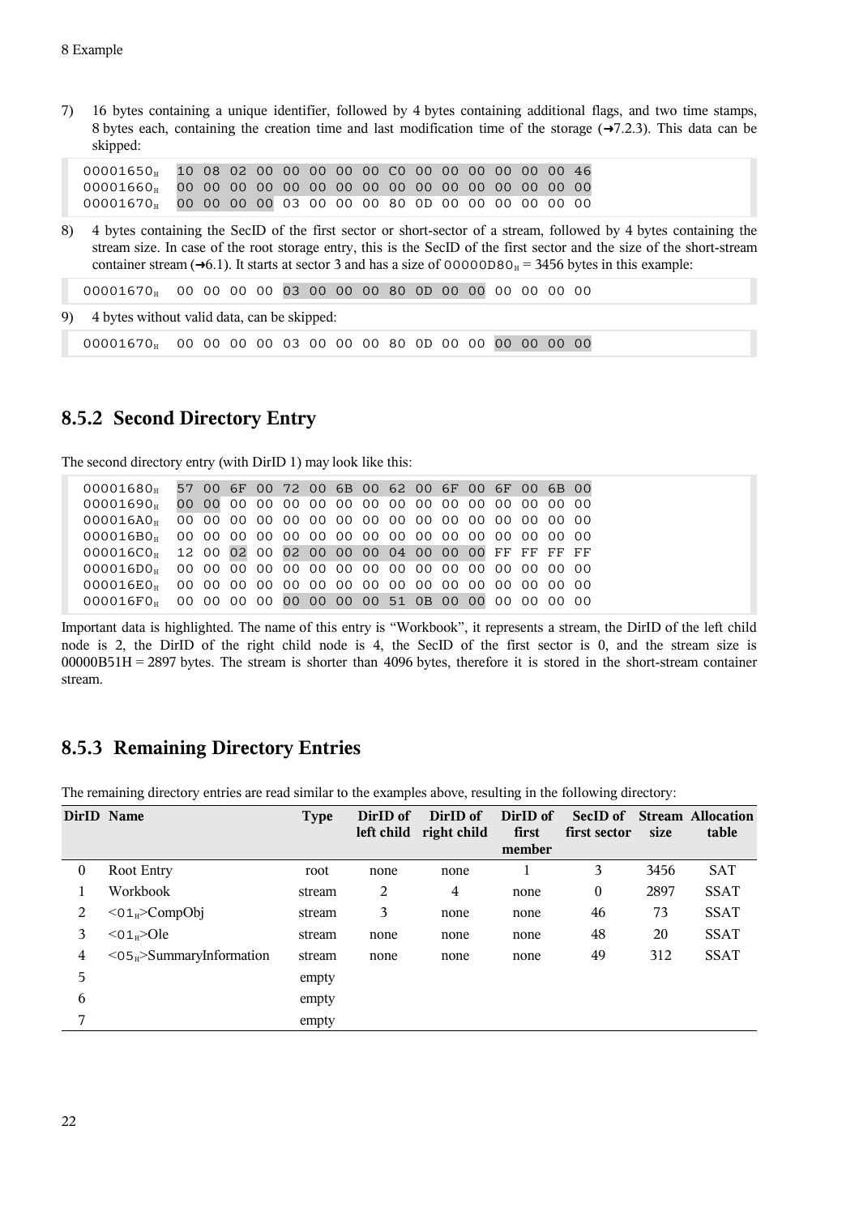7) 16 bytes containing a unique identifier, followed by 4 bytes containing additional flags, and two time stamps, 8 bytes each, containing the creation time and last modification time of the storage (➜7.2.3). This data can be skipped:

```
00001650H  10 08 02 00 00 00 00 00 C0 00 00 00 00 00 00 46
00001660H  00 00 00 00 00 00 00 00 00 00 00 00 00 00 00 00
00001670H  00 00 00 00 03 00 00 00 80 0D 00 00 00 00 00 00
```

8) 4 bytes containing the SecID of the first sector or short-sector of a stream, followed by 4 bytes containing the stream size. In case of the root storage entry, this is the SecID of the first sector and the size of the short-stream container stream (➜6.1). It starts at sector 3 and has a size of 00000D80$_H$ = 3456 bytes in this example:

```
00001670H  00 00 00 00 03 00 00 00 80 0D 00 00 00 00 00 00
```

9) 4 bytes without valid data, can be skipped:

```
00001670H  00 00 00 00 03 00 00 00 80 0D 00 00 00 00 00 00
```

### 8.5.2 Second Directory Entry

The second directory entry (with DirID 1) may look like this:

```
00001680H  57 00 6F 00 72 00 6B 00 62 00 6F 00 6F 00 6B 00
00001690H  00 00 00 00 00 00 00 00 00 00 00 00 00 00 00 00
000016A0H  00 00 00 00 00 00 00 00 00 00 00 00 00 00 00 00
000016B0H  00 00 00 00 00 00 00 00 00 00 00 00 00 00 00 00
000016C0H  12 00 02 00 02 00 00 00 04 00 00 00 FF FF FF FF
000016D0H  00 00 00 00 00 00 00 00 00 00 00 00 00 00 00 00
000016E0H  00 00 00 00 00 00 00 00 00 00 00 00 00 00 00 00
000016F0H  00 00 00 00 00 00 00 00 51 0B 00 00 00 00 00 00
```

Important data is highlighted. The name of this entry is "Workbook", it represents a stream, the DirID of the left child node is 2, the DirID of the right child node is 4, the SecID of the first sector is 0, and the stream size is 00000B51H = 2897 bytes. The stream is shorter than 4096 bytes, therefore it is stored in the short-stream container stream.

### 8.5.3 Remaining Directory Entries

The remaining directory entries are read similar to the examples above, resulting in the following directory:

| DirID | Name | Type | DirID of left child | DirID of right child | DirID of first member | SecID of first sector | Stream size | Allocation table |
|---|---|---|---|---|---|---|---|---|
| 0 | Root Entry | root | none | none | 1 | 3 | 3456 | SAT |
| 1 | Workbook | stream | 2 | 4 | none | 0 | 2897 | SSAT |
| 2 | <01$_H$>CompObj | stream | 3 | none | none | 46 | 73 | SSAT |
| 3 | <01$_H$>Ole | stream | none | none | none | 48 | 20 | SSAT |
| 4 | <05$_H$>SummaryInformation | stream | none | none | none | 49 | 312 | SSAT |
| 5 | | empty | | | | | | |
| 6 | | empty | | | | | | |
| 7 | | empty | | | | | | |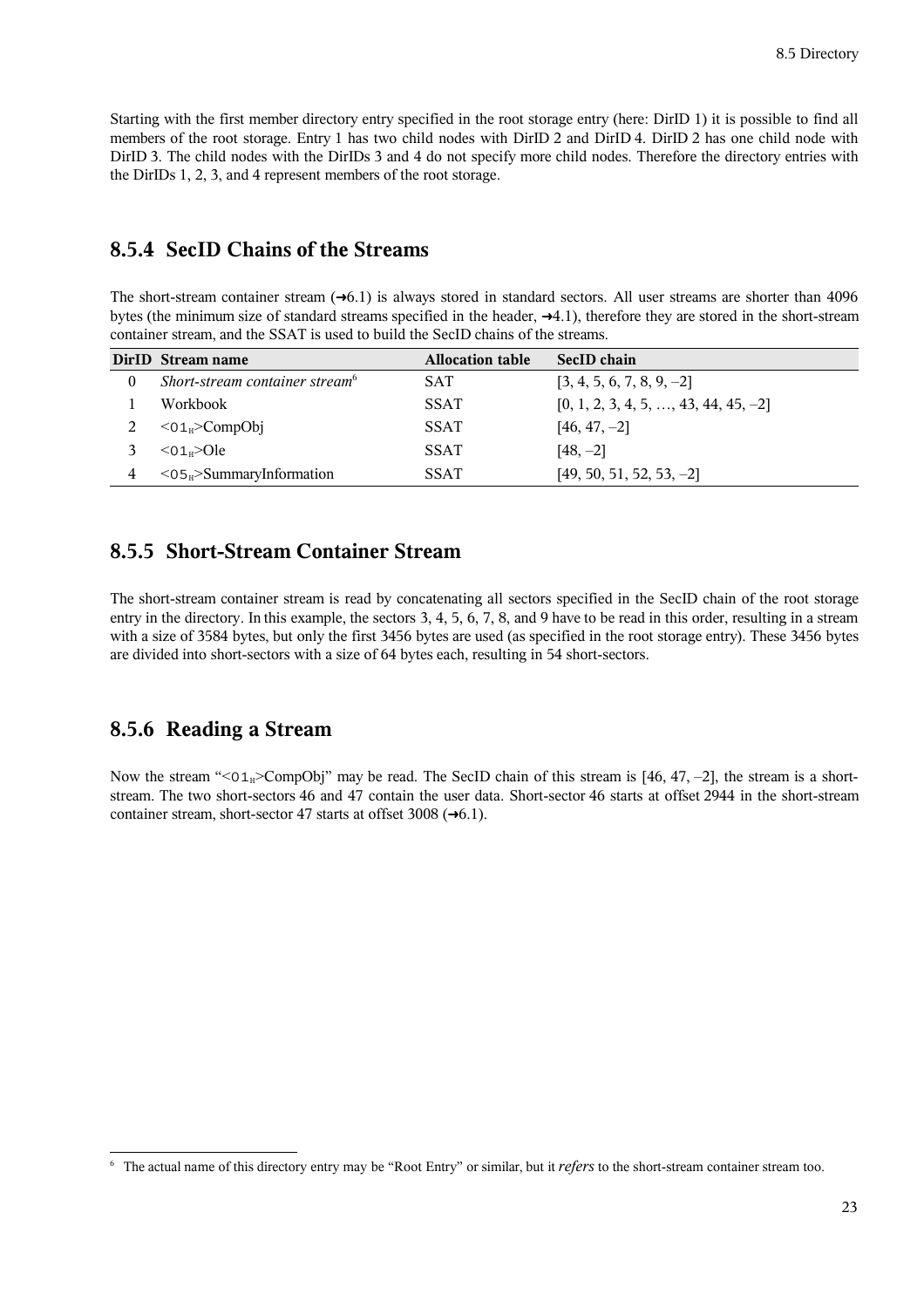Starting with the first member directory entry specified in the root storage entry (here: DirID 1) it is possible to find all members of the root storage. Entry 1 has two child nodes with DirID 2 and DirID 4. DirID 2 has one child node with DirID 3. The child nodes with the DirIDs 3 and 4 do not specify more child nodes. Therefore the directory entries with the DirIDs 1, 2, 3, and 4 represent members of the root storage.

### 8.5.4 SecID Chains of the Streams

The short-stream container stream (➜6.1) is always stored in standard sectors. All user streams are shorter than 4096 bytes (the minimum size of standard streams specified in the header, ➜4.1), therefore they are stored in the short-stream container stream, and the SSAT is used to build the SecID chains of the streams.

| DirID | Stream name | Allocation table | SecID chain |
|---|---|---|---|
| 0 | *Short-stream container stream*[6] | SAT | [3, 4, 5, 6, 7, 8, 9, –2] |
| 1 | Workbook | SSAT | [0, 1, 2, 3, 4, 5, …, 43, 44, 45, –2] |
| 2 | <01H>CompObj | SSAT | [46, 47, –2] |
| 3 | <01H>Ole | SSAT | [48, –2] |
| 4 | <05H>SummaryInformation | SSAT | [49, 50, 51, 52, 53, –2] |

### 8.5.5 Short-Stream Container Stream

The short-stream container stream is read by concatenating all sectors specified in the SecID chain of the root storage entry in the directory. In this example, the sectors 3, 4, 5, 6, 7, 8, and 9 have to be read in this order, resulting in a stream with a size of 3584 bytes, but only the first 3456 bytes are used (as specified in the root storage entry). These 3456 bytes are divided into short-sectors with a size of 64 bytes each, resulting in 54 short-sectors.

### 8.5.6 Reading a Stream

Now the stream "<01H>CompObj" may be read. The SecID chain of this stream is [46, 47, –2], the stream is a short-stream. The two short-sectors 46 and 47 contain the user data. Short-sector 46 starts at offset 2944 in the short-stream container stream, short-sector 47 starts at offset 3008 (➜6.1).

---

[6] The actual name of this directory entry may be "Root Entry" or similar, but it *refers* to the short-stream container stream too.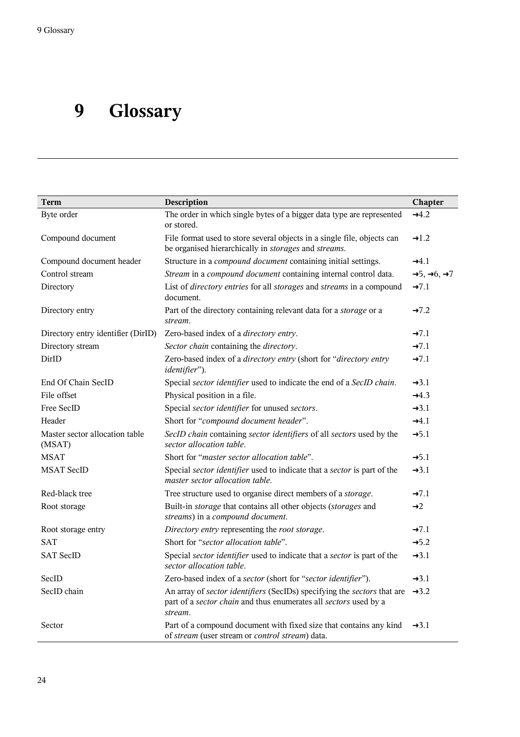# 9 Glossary

| Term | Description | Chapter |
|---|---|---|
| Byte order | The order in which single bytes of a bigger data type are represented or stored. | →4.2 |
| Compound document | File format used to store several objects in a single file, objects can be organised hierarchically in *storages* and *streams*. | →1.2 |
| Compound document header | Structure in a *compound document* containing initial settings. | →4.1 |
| Control stream | *Stream* in a *compound document* containing internal control data. | →5, →6, →7 |
| Directory | List of *directory entries* for all *storages* and *streams* in a compound document. | →7.1 |
| Directory entry | Part of the directory containing relevant data for a *storage* or a *stream*. | →7.2 |
| Directory entry identifier (DirID) | Zero-based index of a *directory entry*. | →7.1 |
| Directory stream | *Sector chain* containing the *directory*. | →7.1 |
| DirID | Zero-based index of a *directory entry* (short for "*directory entry identifier*"). | →7.1 |
| End Of Chain SecID | Special *sector identifier* used to indicate the end of a *SecID chain*. | →3.1 |
| File offset | Physical position in a file. | →4.3 |
| Free SecID | Special *sector identifier* for unused *sectors*. | →3.1 |
| Header | Short for "*compound document header*". | →4.1 |
| Master sector allocation table (MSAT) | *SecID chain* containing *sector identifiers* of all *sectors* used by the *sector allocation table*. | →5.1 |
| MSAT | Short for "*master sector allocation table*". | →5.1 |
| MSAT SecID | Special *sector identifier* used to indicate that a *sector* is part of the *master sector allocation table*. | →3.1 |
| Red-black tree | Tree structure used to organise direct members of a *storage*. | →7.1 |
| Root storage | Built-in *storage* that contains all other objects (*storages* and *streams*) in a *compound document*. | →2 |
| Root storage entry | *Directory entry* representing the *root storage*. | →7.1 |
| SAT | Short for "*sector allocation table*". | →5.2 |
| SAT SecID | Special *sector identifier* used to indicate that a *sector* is part of the *sector allocation table*. | →3.1 |
| SecID | Zero-based index of a *sector* (short for "*sector identifier*"). | →3.1 |
| SecID chain | An array of *sector identifiers* (SecIDs) specifying the *sectors* that are part of a *sector chain* and thus enumerates all *sectors* used by a *stream*. | →3.2 |
| Sector | Part of a compound document with fixed size that contains any kind of *stream* (user stream or *control stream*) data. | →3.1 |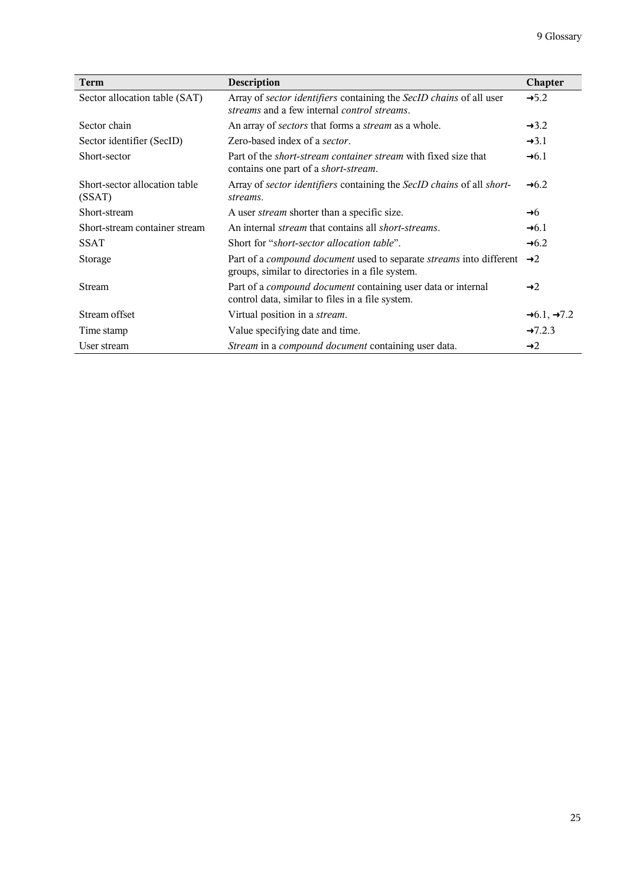| **Term** | **Description** | **Chapter** |
|---|---|---|
| Sector allocation table (SAT) | Array of *sector identifiers* containing the *SecID chains* of all user *streams* and a few internal *control streams*. | →5.2 |
| Sector chain | An array of *sectors* that forms a *stream* as a whole. | →3.2 |
| Sector identifier (SecID) | Zero-based index of a *sector*. | →3.1 |
| Short-sector | Part of the *short-stream container stream* with fixed size that contains one part of a *short-stream*. | →6.1 |
| Short-sector allocation table (SSAT) | Array of *sector identifiers* containing the *SecID chains* of all *short-streams*. | →6.2 |
| Short-stream | A user *stream* shorter than a specific size. | →6 |
| Short-stream container stream | An internal *stream* that contains all *short-streams*. | →6.1 |
| SSAT | Short for "*short-sector allocation table*". | →6.2 |
| Storage | Part of a *compound document* used to separate *streams* into different groups, similar to directories in a file system. | →2 |
| Stream | Part of a *compound document* containing user data or internal control data, similar to files in a file system. | →2 |
| Stream offset | Virtual position in a *stream*. | →6.1, →7.2 |
| Time stamp | Value specifying date and time. | →7.2.3 |
| User stream | *Stream* in a *compound document* containing user data. | →2 |